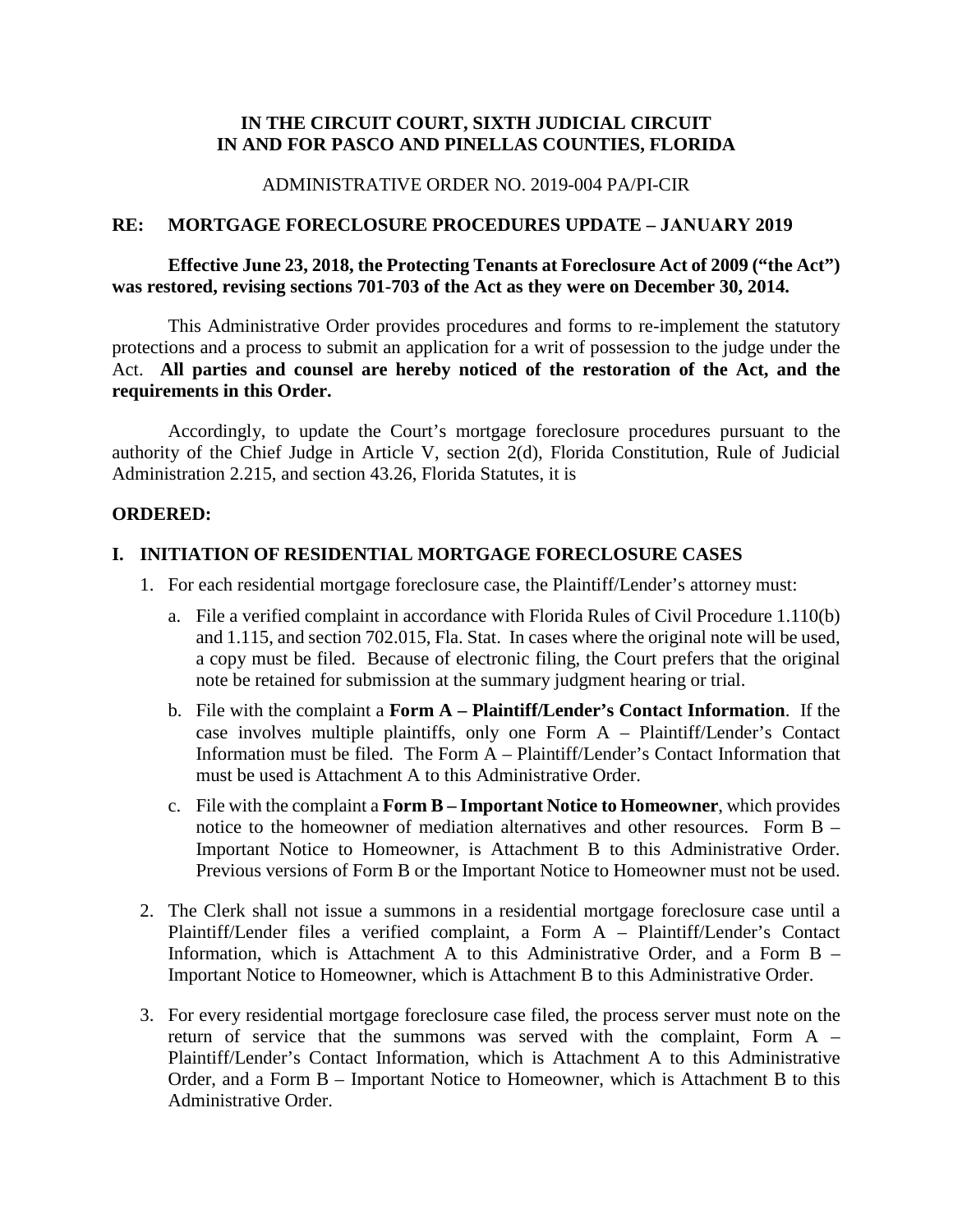**IN THE CIRCUIT COURT, SIXTH JUDICIAL CIRCUIT**
**IN AND FOR PASCO AND PINELLAS COUNTIES, FLORIDA**

ADMINISTRATIVE ORDER NO. 2019-004 PA/PI-CIR

**RE: MORTGAGE FORECLOSURE PROCEDURES UPDATE – JANUARY 2019**

**Effective June 23, 2018, the Protecting Tenants at Foreclosure Act of 2009 ("the Act") was restored, revising sections 701-703 of the Act as they were on December 30, 2014.**

This Administrative Order provides procedures and forms to re-implement the statutory protections and a process to submit an application for a writ of possession to the judge under the Act. **All parties and counsel are hereby noticed of the restoration of the Act, and the requirements in this Order.**

Accordingly, to update the Court's mortgage foreclosure procedures pursuant to the authority of the Chief Judge in Article V, section 2(d), Florida Constitution, Rule of Judicial Administration 2.215, and section 43.26, Florida Statutes, it is

**ORDERED:**

## I. INITIATION OF RESIDENTIAL MORTGAGE FORECLOSURE CASES

1. For each residential mortgage foreclosure case, the Plaintiff/Lender's attorney must:

   a. File a verified complaint in accordance with Florida Rules of Civil Procedure 1.110(b) and 1.115, and section 702.015, Fla. Stat. In cases where the original note will be used, a copy must be filed. Because of electronic filing, the Court prefers that the original note be retained for submission at the summary judgment hearing or trial.

   b. File with the complaint a **Form A – Plaintiff/Lender's Contact Information**. If the case involves multiple plaintiffs, only one Form A – Plaintiff/Lender's Contact Information must be filed. The Form A – Plaintiff/Lender's Contact Information that must be used is Attachment A to this Administrative Order.

   c. File with the complaint a **Form B – Important Notice to Homeowner**, which provides notice to the homeowner of mediation alternatives and other resources. Form B – Important Notice to Homeowner, is Attachment B to this Administrative Order. Previous versions of Form B or the Important Notice to Homeowner must not be used.

2. The Clerk shall not issue a summons in a residential mortgage foreclosure case until a Plaintiff/Lender files a verified complaint, a Form A – Plaintiff/Lender's Contact Information, which is Attachment A to this Administrative Order, and a Form B – Important Notice to Homeowner, which is Attachment B to this Administrative Order.

3. For every residential mortgage foreclosure case filed, the process server must note on the return of service that the summons was served with the complaint, Form A – Plaintiff/Lender's Contact Information, which is Attachment A to this Administrative Order, and a Form B – Important Notice to Homeowner, which is Attachment B to this Administrative Order.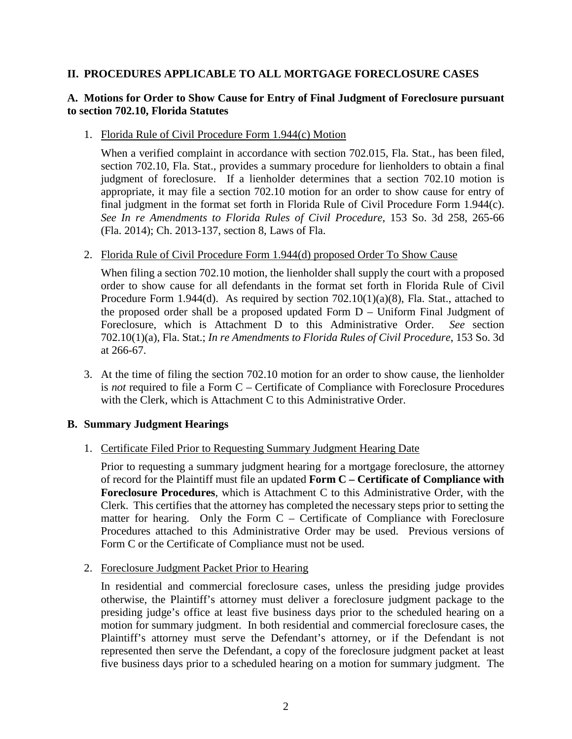## II. PROCEDURES APPLICABLE TO ALL MORTGAGE FORECLOSURE CASES

### A. Motions for Order to Show Cause for Entry of Final Judgment of Foreclosure pursuant to section 702.10, Florida Statutes

1. Florida Rule of Civil Procedure Form 1.944(c) Motion

   When a verified complaint in accordance with section 702.015, Fla. Stat., has been filed, section 702.10, Fla. Stat., provides a summary procedure for lienholders to obtain a final judgment of foreclosure. If a lienholder determines that a section 702.10 motion is appropriate, it may file a section 702.10 motion for an order to show cause for entry of final judgment in the format set forth in Florida Rule of Civil Procedure Form 1.944(c). *See In re Amendments to Florida Rules of Civil Procedure*, 153 So. 3d 258, 265-66 (Fla. 2014); Ch. 2013-137, section 8, Laws of Fla.

2. Florida Rule of Civil Procedure Form 1.944(d) proposed Order To Show Cause

   When filing a section 702.10 motion, the lienholder shall supply the court with a proposed order to show cause for all defendants in the format set forth in Florida Rule of Civil Procedure Form 1.944(d). As required by section 702.10(1)(a)(8), Fla. Stat., attached to the proposed order shall be a proposed updated Form D – Uniform Final Judgment of Foreclosure, which is Attachment D to this Administrative Order. *See* section 702.10(1)(a), Fla. Stat.; *In re Amendments to Florida Rules of Civil Procedure*, 153 So. 3d at 266-67.

3. At the time of filing the section 702.10 motion for an order to show cause, the lienholder is *not* required to file a Form C – Certificate of Compliance with Foreclosure Procedures with the Clerk, which is Attachment C to this Administrative Order.

### B. Summary Judgment Hearings

1. Certificate Filed Prior to Requesting Summary Judgment Hearing Date

   Prior to requesting a summary judgment hearing for a mortgage foreclosure, the attorney of record for the Plaintiff must file an updated **Form C – Certificate of Compliance with Foreclosure Procedures**, which is Attachment C to this Administrative Order, with the Clerk. This certifies that the attorney has completed the necessary steps prior to setting the matter for hearing. Only the Form C – Certificate of Compliance with Foreclosure Procedures attached to this Administrative Order may be used. Previous versions of Form C or the Certificate of Compliance must not be used.

2. Foreclosure Judgment Packet Prior to Hearing

   In residential and commercial foreclosure cases, unless the presiding judge provides otherwise, the Plaintiff's attorney must deliver a foreclosure judgment package to the presiding judge's office at least five business days prior to the scheduled hearing on a motion for summary judgment. In both residential and commercial foreclosure cases, the Plaintiff's attorney must serve the Defendant's attorney, or if the Defendant is not represented then serve the Defendant, a copy of the foreclosure judgment packet at least five business days prior to a scheduled hearing on a motion for summary judgment. The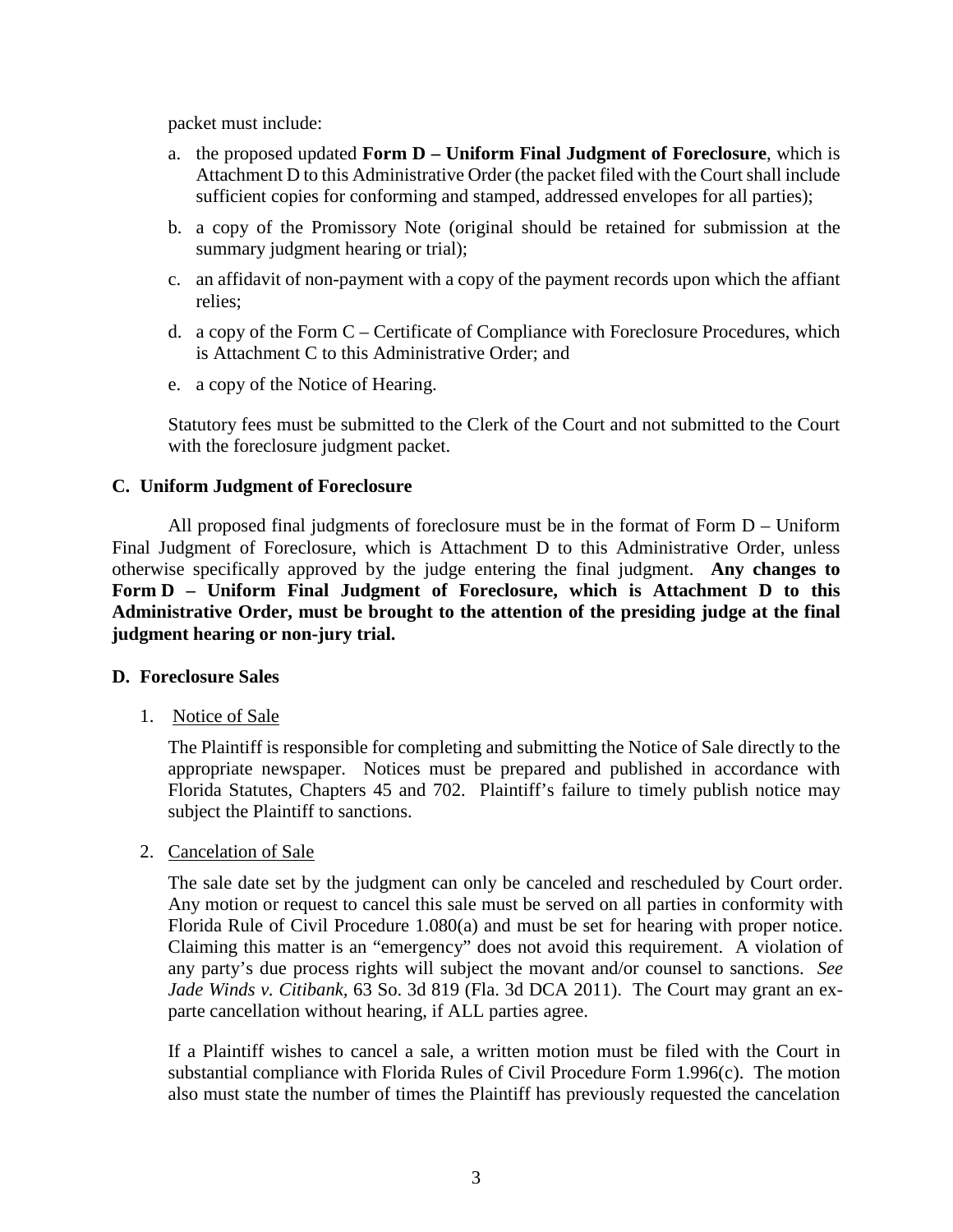packet must include:

a. the proposed updated **Form D – Uniform Final Judgment of Foreclosure**, which is Attachment D to this Administrative Order (the packet filed with the Court shall include sufficient copies for conforming and stamped, addressed envelopes for all parties);

b. a copy of the Promissory Note (original should be retained for submission at the summary judgment hearing or trial);

c. an affidavit of non-payment with a copy of the payment records upon which the affiant relies;

d. a copy of the Form C – Certificate of Compliance with Foreclosure Procedures, which is Attachment C to this Administrative Order; and

e. a copy of the Notice of Hearing.

Statutory fees must be submitted to the Clerk of the Court and not submitted to the Court with the foreclosure judgment packet.

### C. Uniform Judgment of Foreclosure

All proposed final judgments of foreclosure must be in the format of Form D – Uniform Final Judgment of Foreclosure, which is Attachment D to this Administrative Order, unless otherwise specifically approved by the judge entering the final judgment. **Any changes to Form D – Uniform Final Judgment of Foreclosure, which is Attachment D to this Administrative Order, must be brought to the attention of the presiding judge at the final judgment hearing or non-jury trial.**

### D. Foreclosure Sales

1. Notice of Sale

The Plaintiff is responsible for completing and submitting the Notice of Sale directly to the appropriate newspaper. Notices must be prepared and published in accordance with Florida Statutes, Chapters 45 and 702. Plaintiff's failure to timely publish notice may subject the Plaintiff to sanctions.

2. Cancelation of Sale

The sale date set by the judgment can only be canceled and rescheduled by Court order. Any motion or request to cancel this sale must be served on all parties in conformity with Florida Rule of Civil Procedure 1.080(a) and must be set for hearing with proper notice. Claiming this matter is an "emergency" does not avoid this requirement. A violation of any party's due process rights will subject the movant and/or counsel to sanctions. *See Jade Winds v. Citibank*, 63 So. 3d 819 (Fla. 3d DCA 2011). The Court may grant an ex-parte cancellation without hearing, if ALL parties agree.

If a Plaintiff wishes to cancel a sale, a written motion must be filed with the Court in substantial compliance with Florida Rules of Civil Procedure Form 1.996(c). The motion also must state the number of times the Plaintiff has previously requested the cancelation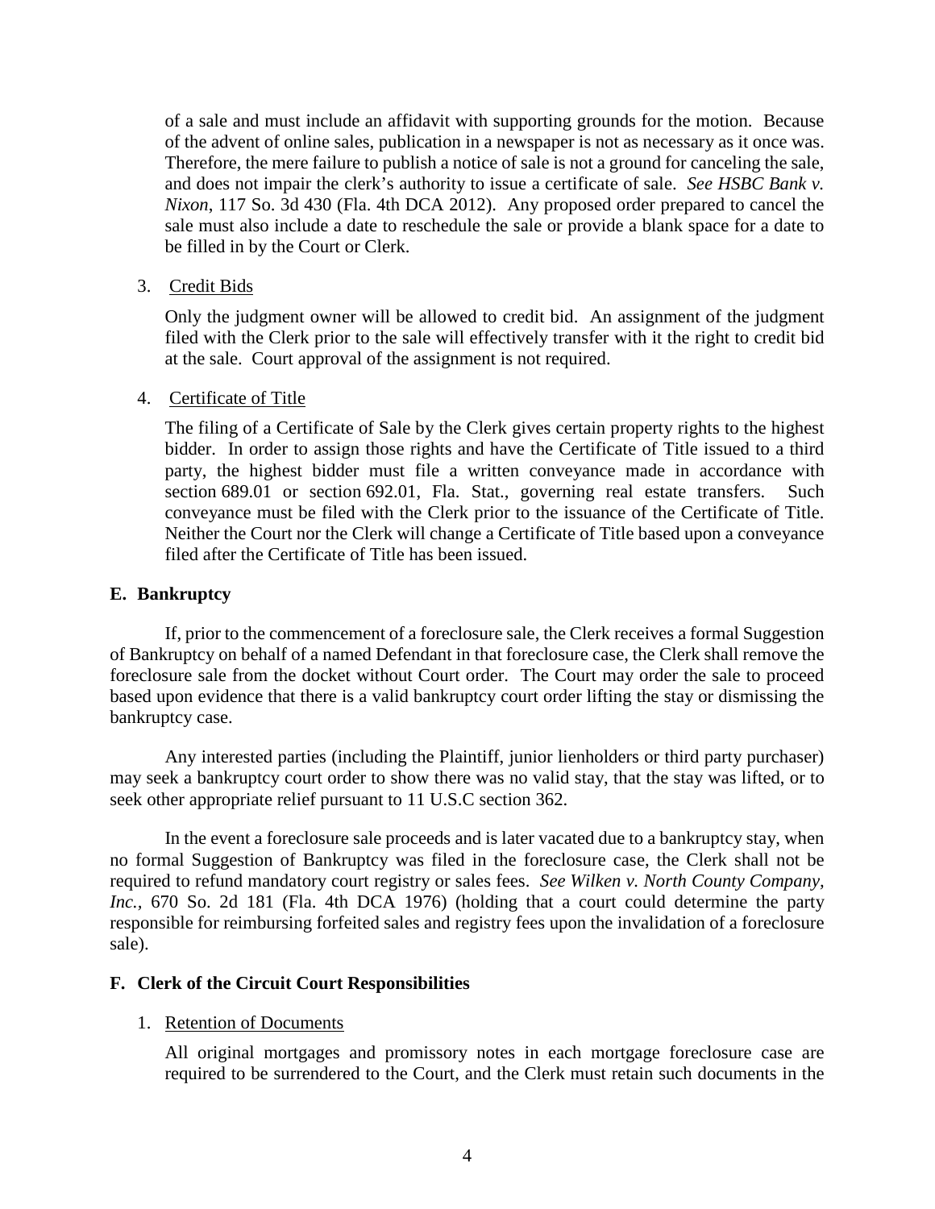of a sale and must include an affidavit with supporting grounds for the motion. Because of the advent of online sales, publication in a newspaper is not as necessary as it once was. Therefore, the mere failure to publish a notice of sale is not a ground for canceling the sale, and does not impair the clerk's authority to issue a certificate of sale. *See HSBC Bank v. Nixon*, 117 So. 3d 430 (Fla. 4th DCA 2012). Any proposed order prepared to cancel the sale must also include a date to reschedule the sale or provide a blank space for a date to be filled in by the Court or Clerk.

3. <u>Credit Bids</u>

   Only the judgment owner will be allowed to credit bid. An assignment of the judgment filed with the Clerk prior to the sale will effectively transfer with it the right to credit bid at the sale. Court approval of the assignment is not required.

4. <u>Certificate of Title</u>

   The filing of a Certificate of Sale by the Clerk gives certain property rights to the highest bidder. In order to assign those rights and have the Certificate of Title issued to a third party, the highest bidder must file a written conveyance made in accordance with section 689.01 or section 692.01, Fla. Stat., governing real estate transfers. Such conveyance must be filed with the Clerk prior to the issuance of the Certificate of Title. Neither the Court nor the Clerk will change a Certificate of Title based upon a conveyance filed after the Certificate of Title has been issued.

### E. Bankruptcy

If, prior to the commencement of a foreclosure sale, the Clerk receives a formal Suggestion of Bankruptcy on behalf of a named Defendant in that foreclosure case, the Clerk shall remove the foreclosure sale from the docket without Court order. The Court may order the sale to proceed based upon evidence that there is a valid bankruptcy court order lifting the stay or dismissing the bankruptcy case.

Any interested parties (including the Plaintiff, junior lienholders or third party purchaser) may seek a bankruptcy court order to show there was no valid stay, that the stay was lifted, or to seek other appropriate relief pursuant to 11 U.S.C section 362.

In the event a foreclosure sale proceeds and is later vacated due to a bankruptcy stay, when no formal Suggestion of Bankruptcy was filed in the foreclosure case, the Clerk shall not be required to refund mandatory court registry or sales fees. *See Wilken v. North County Company, Inc.*, 670 So. 2d 181 (Fla. 4th DCA 1976) (holding that a court could determine the party responsible for reimbursing forfeited sales and registry fees upon the invalidation of a foreclosure sale).

### F. Clerk of the Circuit Court Responsibilities

1. <u>Retention of Documents</u>

   All original mortgages and promissory notes in each mortgage foreclosure case are required to be surrendered to the Court, and the Clerk must retain such documents in the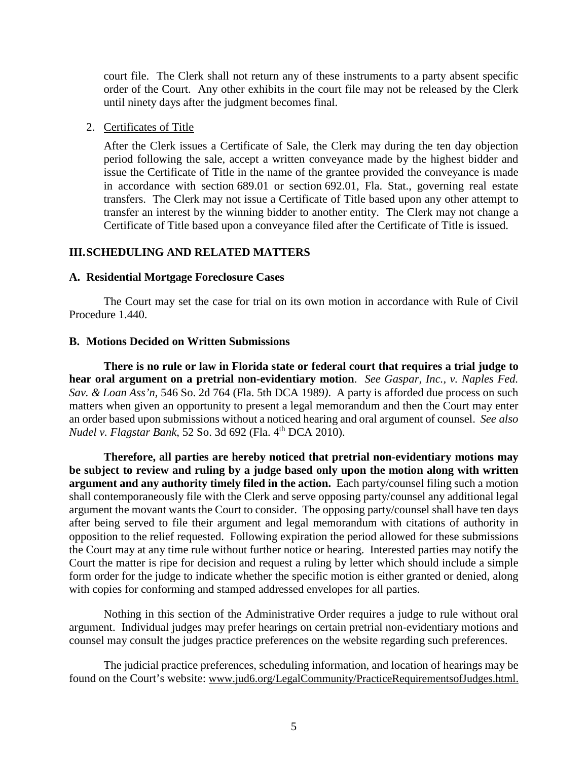court file. The Clerk shall not return any of these instruments to a party absent specific order of the Court. Any other exhibits in the court file may not be released by the Clerk until ninety days after the judgment becomes final.

2. Certificates of Title

   After the Clerk issues a Certificate of Sale, the Clerk may during the ten day objection period following the sale, accept a written conveyance made by the highest bidder and issue the Certificate of Title in the name of the grantee provided the conveyance is made in accordance with section 689.01 or section 692.01, Fla. Stat., governing real estate transfers. The Clerk may not issue a Certificate of Title based upon any other attempt to transfer an interest by the winning bidder to another entity. The Clerk may not change a Certificate of Title based upon a conveyance filed after the Certificate of Title is issued.

## III. SCHEDULING AND RELATED MATTERS

### A. Residential Mortgage Foreclosure Cases

The Court may set the case for trial on its own motion in accordance with Rule of Civil Procedure 1.440.

### B. Motions Decided on Written Submissions

**There is no rule or law in Florida state or federal court that requires a trial judge to hear oral argument on a pretrial non-evidentiary motion**. *See Gaspar, Inc., v. Naples Fed. Sav. & Loan Ass'n*, 546 So. 2d 764 (Fla. 5th DCA 1989). A party is afforded due process on such matters when given an opportunity to present a legal memorandum and then the Court may enter an order based upon submissions without a noticed hearing and oral argument of counsel. *See also Nudel v. Flagstar Bank*, 52 So. 3d 692 (Fla. 4th DCA 2010).

**Therefore, all parties are hereby noticed that pretrial non-evidentiary motions may be subject to review and ruling by a judge based only upon the motion along with written argument and any authority timely filed in the action.** Each party/counsel filing such a motion shall contemporaneously file with the Clerk and serve opposing party/counsel any additional legal argument the movant wants the Court to consider. The opposing party/counsel shall have ten days after being served to file their argument and legal memorandum with citations of authority in opposition to the relief requested. Following expiration the period allowed for these submissions the Court may at any time rule without further notice or hearing. Interested parties may notify the Court the matter is ripe for decision and request a ruling by letter which should include a simple form order for the judge to indicate whether the specific motion is either granted or denied, along with copies for conforming and stamped addressed envelopes for all parties.

Nothing in this section of the Administrative Order requires a judge to rule without oral argument. Individual judges may prefer hearings on certain pretrial non-evidentiary motions and counsel may consult the judges practice preferences on the website regarding such preferences.

The judicial practice preferences, scheduling information, and location of hearings may be found on the Court's website: www.jud6.org/LegalCommunity/PracticeRequirementsofJudges.html.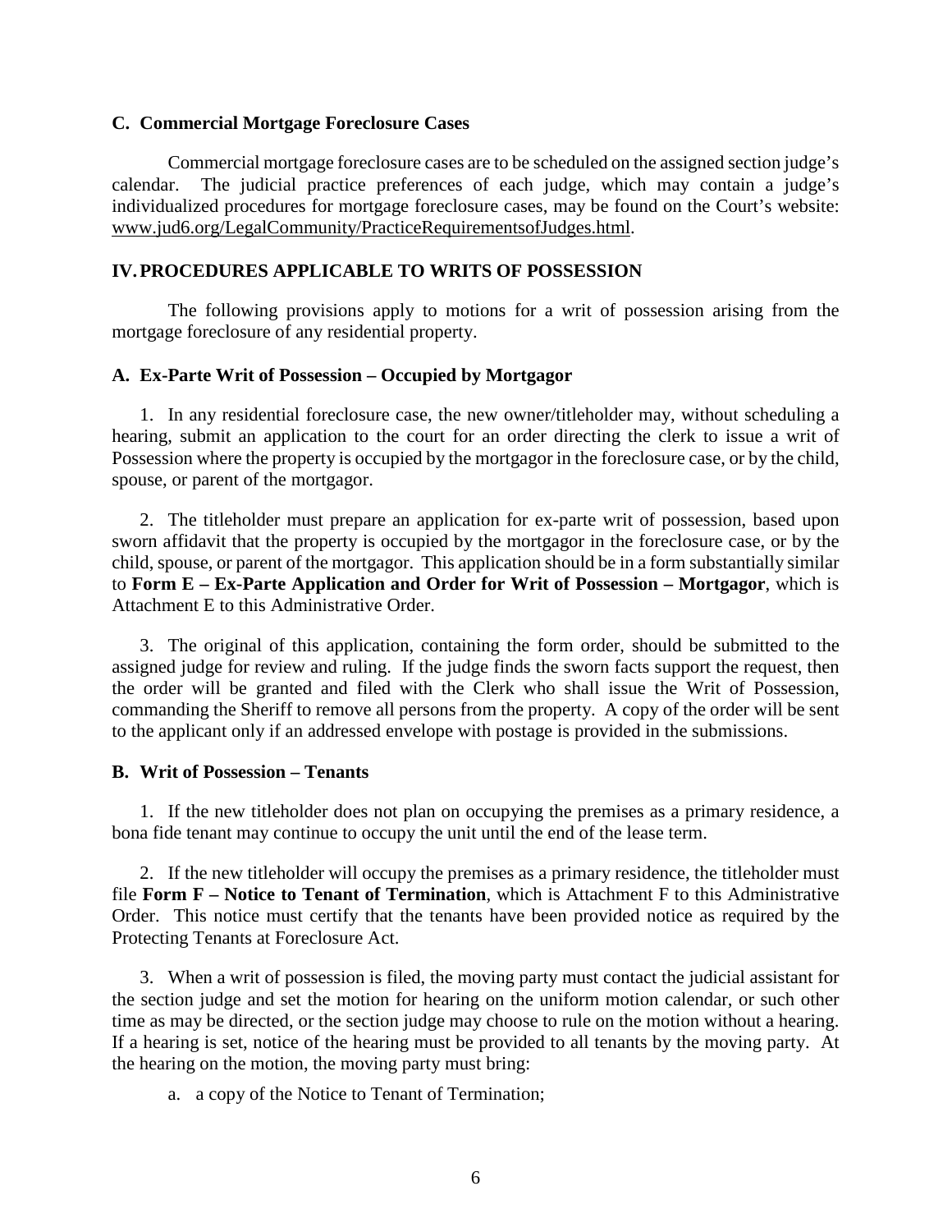### C. Commercial Mortgage Foreclosure Cases

Commercial mortgage foreclosure cases are to be scheduled on the assigned section judge's calendar. The judicial practice preferences of each judge, which may contain a judge's individualized procedures for mortgage foreclosure cases, may be found on the Court's website: www.jud6.org/LegalCommunity/PracticeRequirementsofJudges.html.

## IV. PROCEDURES APPLICABLE TO WRITS OF POSSESSION

The following provisions apply to motions for a writ of possession arising from the mortgage foreclosure of any residential property.

### A. Ex-Parte Writ of Possession – Occupied by Mortgagor

1. In any residential foreclosure case, the new owner/titleholder may, without scheduling a hearing, submit an application to the court for an order directing the clerk to issue a writ of Possession where the property is occupied by the mortgagor in the foreclosure case, or by the child, spouse, or parent of the mortgagor.

2. The titleholder must prepare an application for ex-parte writ of possession, based upon sworn affidavit that the property is occupied by the mortgagor in the foreclosure case, or by the child, spouse, or parent of the mortgagor. This application should be in a form substantially similar to **Form E – Ex-Parte Application and Order for Writ of Possession – Mortgagor**, which is Attachment E to this Administrative Order.

3. The original of this application, containing the form order, should be submitted to the assigned judge for review and ruling. If the judge finds the sworn facts support the request, then the order will be granted and filed with the Clerk who shall issue the Writ of Possession, commanding the Sheriff to remove all persons from the property. A copy of the order will be sent to the applicant only if an addressed envelope with postage is provided in the submissions.

### B. Writ of Possession – Tenants

1. If the new titleholder does not plan on occupying the premises as a primary residence, a bona fide tenant may continue to occupy the unit until the end of the lease term.

2. If the new titleholder will occupy the premises as a primary residence, the titleholder must file **Form F – Notice to Tenant of Termination**, which is Attachment F to this Administrative Order. This notice must certify that the tenants have been provided notice as required by the Protecting Tenants at Foreclosure Act.

3. When a writ of possession is filed, the moving party must contact the judicial assistant for the section judge and set the motion for hearing on the uniform motion calendar, or such other time as may be directed, or the section judge may choose to rule on the motion without a hearing. If a hearing is set, notice of the hearing must be provided to all tenants by the moving party. At the hearing on the motion, the moving party must bring:

   a. a copy of the Notice to Tenant of Termination;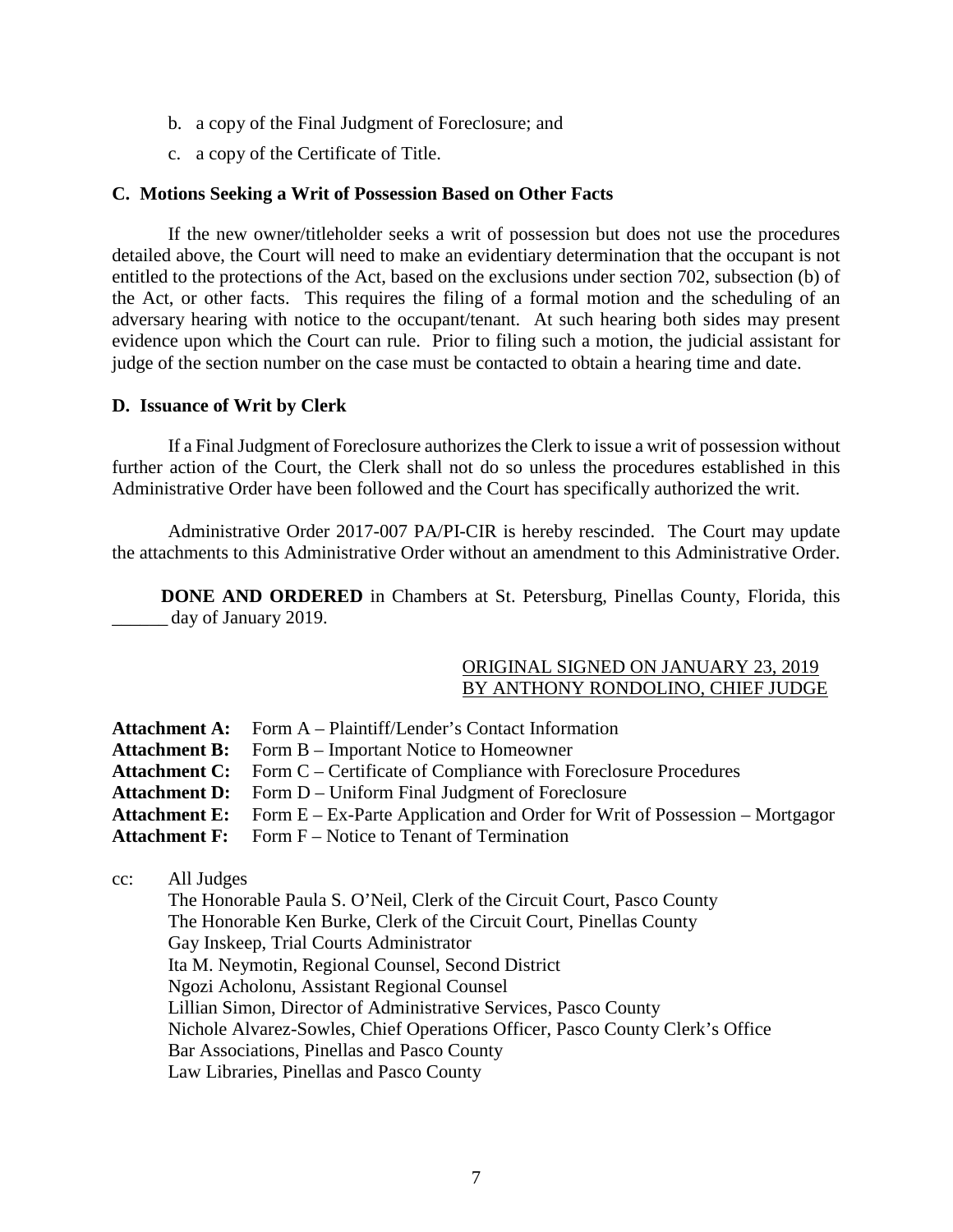b. a copy of the Final Judgment of Foreclosure; and

c. a copy of the Certificate of Title.

### C. Motions Seeking a Writ of Possession Based on Other Facts

If the new owner/titleholder seeks a writ of possession but does not use the procedures detailed above, the Court will need to make an evidentiary determination that the occupant is not entitled to the protections of the Act, based on the exclusions under section 702, subsection (b) of the Act, or other facts. This requires the filing of a formal motion and the scheduling of an adversary hearing with notice to the occupant/tenant. At such hearing both sides may present evidence upon which the Court can rule. Prior to filing such a motion, the judicial assistant for judge of the section number on the case must be contacted to obtain a hearing time and date.

### D. Issuance of Writ by Clerk

If a Final Judgment of Foreclosure authorizes the Clerk to issue a writ of possession without further action of the Court, the Clerk shall not do so unless the procedures established in this Administrative Order have been followed and the Court has specifically authorized the writ.

Administrative Order 2017-007 PA/PI-CIR is hereby rescinded. The Court may update the attachments to this Administrative Order without an amendment to this Administrative Order.

**DONE AND ORDERED** in Chambers at St. Petersburg, Pinellas County, Florida, this ______ day of January 2019.

ORIGINAL SIGNED ON JANUARY 23, 2019
BY ANTHONY RONDOLINO, CHIEF JUDGE

**Attachment A:** Form A – Plaintiff/Lender's Contact Information
**Attachment B:** Form B – Important Notice to Homeowner
**Attachment C:** Form C – Certificate of Compliance with Foreclosure Procedures
**Attachment D:** Form D – Uniform Final Judgment of Foreclosure
**Attachment E:** Form E – Ex-Parte Application and Order for Writ of Possession – Mortgagor
**Attachment F:** Form F – Notice to Tenant of Termination

cc: All Judges
The Honorable Paula S. O'Neil, Clerk of the Circuit Court, Pasco County
The Honorable Ken Burke, Clerk of the Circuit Court, Pinellas County
Gay Inskeep, Trial Courts Administrator
Ita M. Neymotin, Regional Counsel, Second District
Ngozi Acholonu, Assistant Regional Counsel
Lillian Simon, Director of Administrative Services, Pasco County
Nichole Alvarez-Sowles, Chief Operations Officer, Pasco County Clerk's Office
Bar Associations, Pinellas and Pasco County
Law Libraries, Pinellas and Pasco County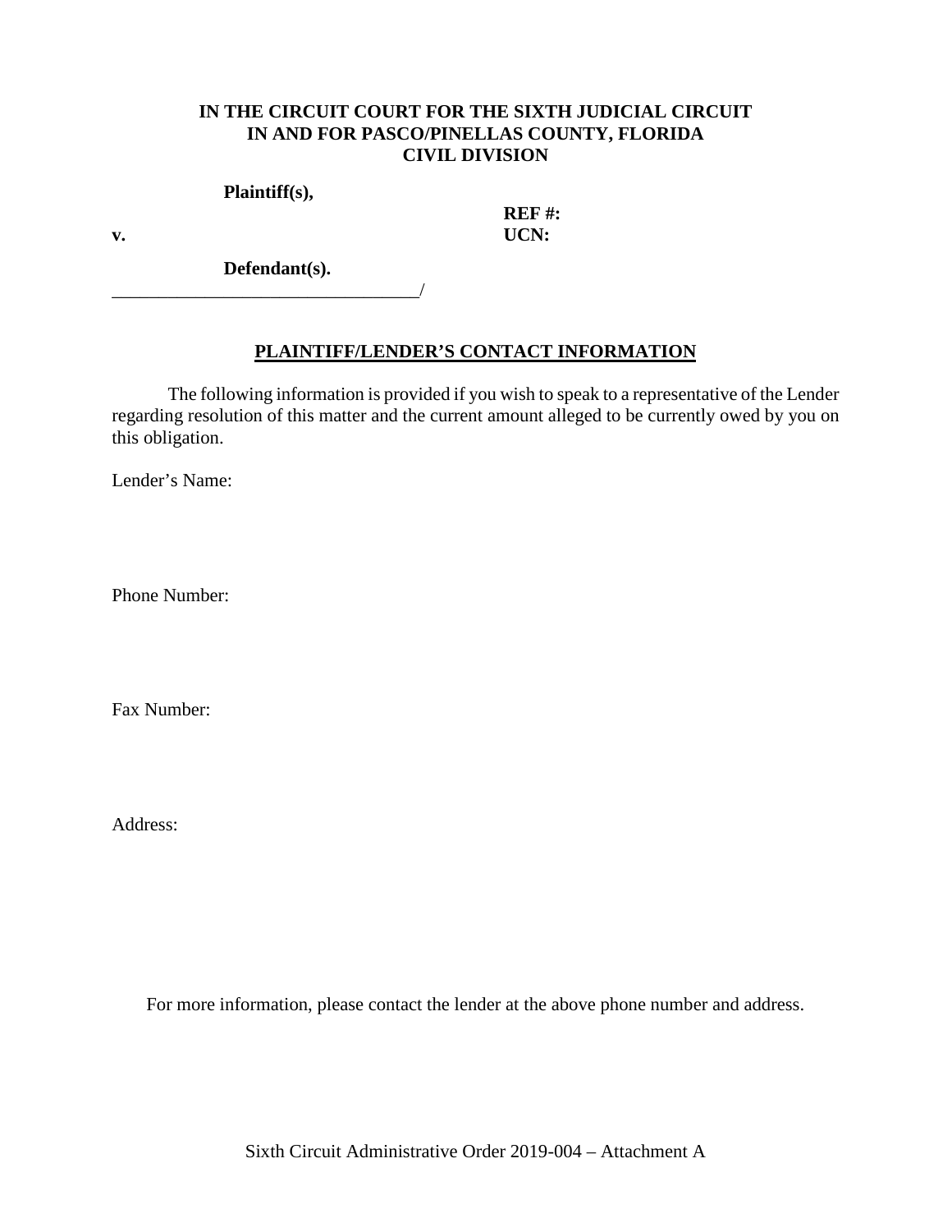**IN THE CIRCUIT COURT FOR THE SIXTH JUDICIAL CIRCUIT**
**IN AND FOR PASCO/PINELLAS COUNTY, FLORIDA**
**CIVIL DIVISION**

**Plaintiff(s),**

**v.** 

**REF #:**
**UCN:**

**Defendant(s).**
__________________________________/

## PLAINTIFF/LENDER'S CONTACT INFORMATION

The following information is provided if you wish to speak to a representative of the Lender regarding resolution of this matter and the current amount alleged to be currently owed by you on this obligation.

Lender's Name:

Phone Number:

Fax Number:

Address:

For more information, please contact the lender at the above phone number and address.

Sixth Circuit Administrative Order 2019-004 – Attachment A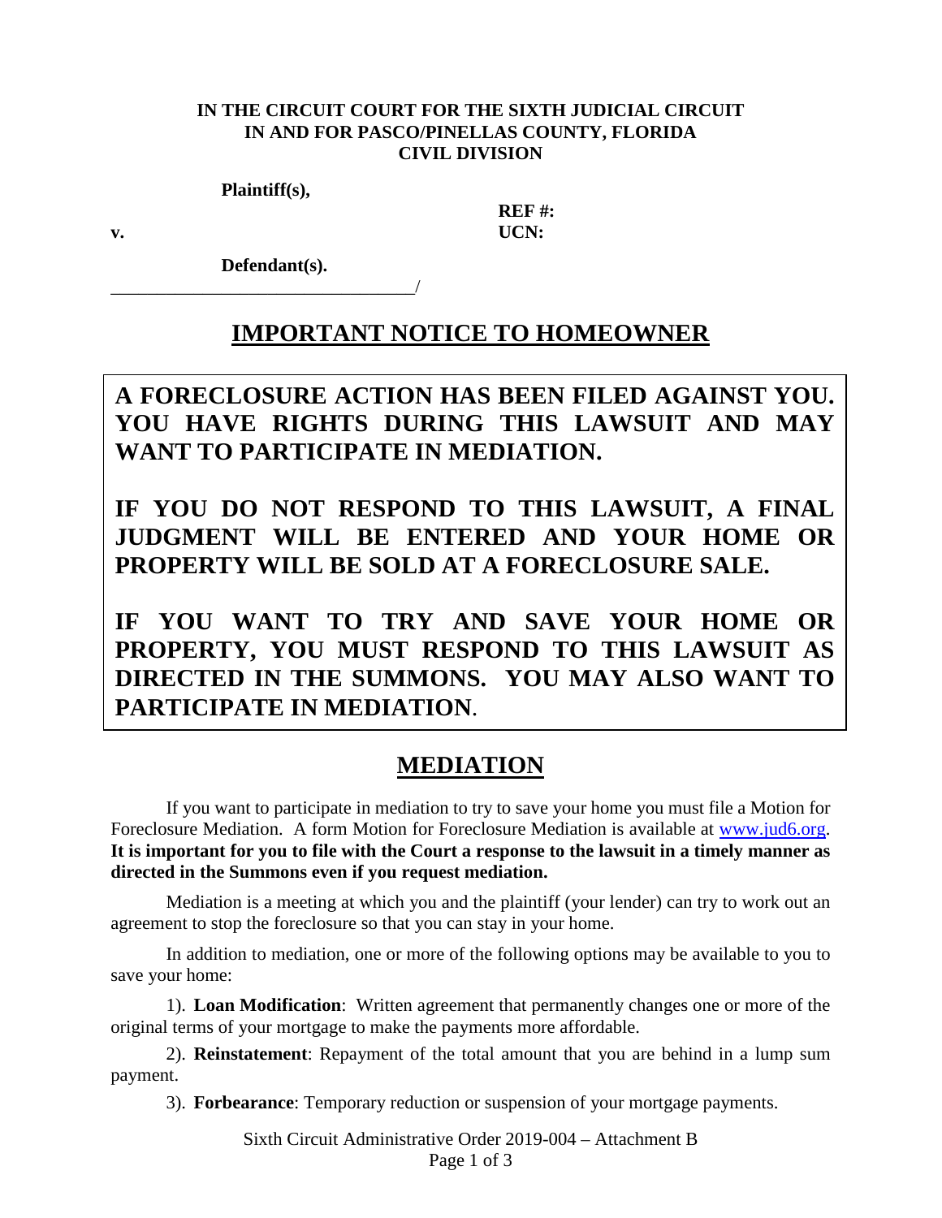**IN THE CIRCUIT COURT FOR THE SIXTH JUDICIAL CIRCUIT**
**IN AND FOR PASCO/PINELLAS COUNTY, FLORIDA**
**CIVIL DIVISION**

**Plaintiff(s),**

**REF #:**

**v.**

**UCN:**

**Defendant(s).**

_________________________________/

# IMPORTANT NOTICE TO HOMEOWNER

**A FORECLOSURE ACTION HAS BEEN FILED AGAINST YOU. YOU HAVE RIGHTS DURING THIS LAWSUIT AND MAY WANT TO PARTICIPATE IN MEDIATION.**

**IF YOU DO NOT RESPOND TO THIS LAWSUIT, A FINAL JUDGMENT WILL BE ENTERED AND YOUR HOME OR PROPERTY WILL BE SOLD AT A FORECLOSURE SALE.**

**IF YOU WANT TO TRY AND SAVE YOUR HOME OR PROPERTY, YOU MUST RESPOND TO THIS LAWSUIT AS DIRECTED IN THE SUMMONS. YOU MAY ALSO WANT TO PARTICIPATE IN MEDIATION**.

## MEDIATION

If you want to participate in mediation to try to save your home you must file a Motion for Foreclosure Mediation. A form Motion for Foreclosure Mediation is available at www.jud6.org. **It is important for you to file with the Court a response to the lawsuit in a timely manner as directed in the Summons even if you request mediation.**

Mediation is a meeting at which you and the plaintiff (your lender) can try to work out an agreement to stop the foreclosure so that you can stay in your home.

In addition to mediation, one or more of the following options may be available to you to save your home:

1). **Loan Modification**: Written agreement that permanently changes one or more of the original terms of your mortgage to make the payments more affordable.

2). **Reinstatement**: Repayment of the total amount that you are behind in a lump sum payment.

3). **Forbearance**: Temporary reduction or suspension of your mortgage payments.

Sixth Circuit Administrative Order 2019-004 – Attachment B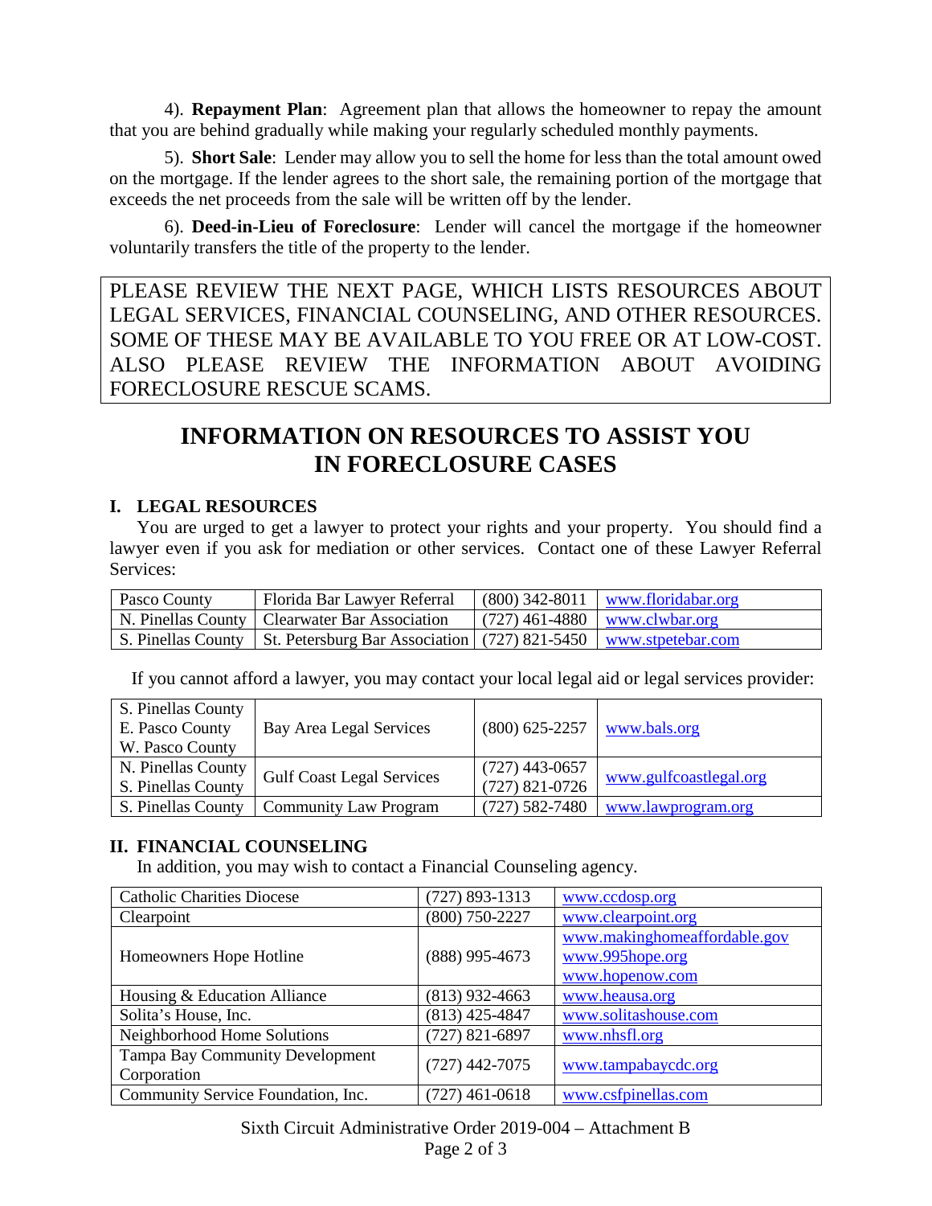4). **Repayment Plan**: Agreement plan that allows the homeowner to repay the amount that you are behind gradually while making your regularly scheduled monthly payments.

5). **Short Sale**: Lender may allow you to sell the home for less than the total amount owed on the mortgage. If the lender agrees to the short sale, the remaining portion of the mortgage that exceeds the net proceeds from the sale will be written off by the lender.

6). **Deed-in-Lieu of Foreclosure**: Lender will cancel the mortgage if the homeowner voluntarily transfers the title of the property to the lender.

PLEASE REVIEW THE NEXT PAGE, WHICH LISTS RESOURCES ABOUT LEGAL SERVICES, FINANCIAL COUNSELING, AND OTHER RESOURCES. SOME OF THESE MAY BE AVAILABLE TO YOU FREE OR AT LOW-COST. ALSO PLEASE REVIEW THE INFORMATION ABOUT AVOIDING FORECLOSURE RESCUE SCAMS.

# INFORMATION ON RESOURCES TO ASSIST YOU IN FORECLOSURE CASES

## I. LEGAL RESOURCES

You are urged to get a lawyer to protect your rights and your property. You should find a lawyer even if you ask for mediation or other services. Contact one of these Lawyer Referral Services:

| | | | |
|---|---|---|---|
| Pasco County | Florida Bar Lawyer Referral | (800) 342-8011 | www.floridabar.org |
| N. Pinellas County | Clearwater Bar Association | (727) 461-4880 | www.clwbar.org |
| S. Pinellas County | St. Petersburg Bar Association | (727) 821-5450 | www.stpetebar.com |

If you cannot afford a lawyer, you may contact your local legal aid or legal services provider:

| | | | |
|---|---|---|---|
| S. Pinellas County<br>E. Pasco County<br>W. Pasco County | Bay Area Legal Services | (800) 625-2257 | www.bals.org |
| N. Pinellas County<br>S. Pinellas County | Gulf Coast Legal Services | (727) 443-0657<br>(727) 821-0726 | www.gulfcoastlegal.org |
| S. Pinellas County | Community Law Program | (727) 582-7480 | www.lawprogram.org |

## II. FINANCIAL COUNSELING

In addition, you may wish to contact a Financial Counseling agency.

| | | |
|---|---|---|
| Catholic Charities Diocese | (727) 893-1313 | www.ccdosp.org |
| Clearpoint | (800) 750-2227 | www.clearpoint.org |
| Homeowners Hope Hotline | (888) 995-4673 | www.makinghomeaffordable.gov<br>www.995hope.org<br>www.hopenow.com |
| Housing & Education Alliance | (813) 932-4663 | www.heausa.org |
| Solita's House, Inc. | (813) 425-4847 | www.solitashouse.com |
| Neighborhood Home Solutions | (727) 821-6897 | www.nhsfl.org |
| Tampa Bay Community Development Corporation | (727) 442-7075 | www.tampabaycdc.org |
| Community Service Foundation, Inc. | (727) 461-0618 | www.csfpinellas.com |

Sixth Circuit Administrative Order 2019-004 – Attachment B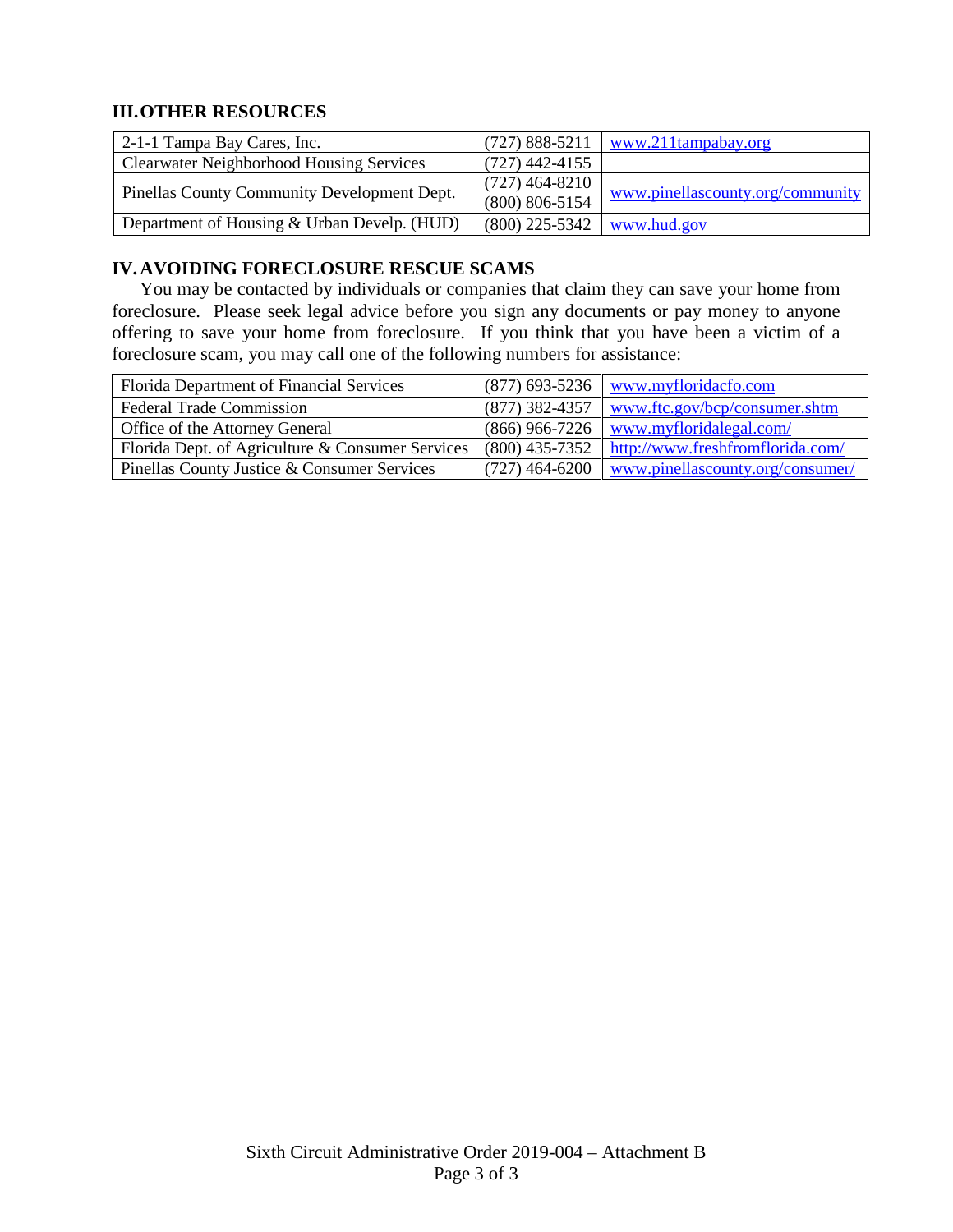## III. OTHER RESOURCES

| | | |
|---|---|---|
| 2-1-1 Tampa Bay Cares, Inc. | (727) 888-5211 | www.211tampabay.org |
| Clearwater Neighborhood Housing Services | (727) 442-4155 | |
| Pinellas County Community Development Dept. | (727) 464-8210<br>(800) 806-5154 | www.pinellascounty.org/community |
| Department of Housing & Urban Develp. (HUD) | (800) 225-5342 | www.hud.gov |

## IV. AVOIDING FORECLOSURE RESCUE SCAMS

You may be contacted by individuals or companies that claim they can save your home from foreclosure. Please seek legal advice before you sign any documents or pay money to anyone offering to save your home from foreclosure. If you think that you have been a victim of a foreclosure scam, you may call one of the following numbers for assistance:

| | | |
|---|---|---|
| Florida Department of Financial Services | (877) 693-5236 | www.myfloridacfo.com |
| Federal Trade Commission | (877) 382-4357 | www.ftc.gov/bcp/consumer.shtm |
| Office of the Attorney General | (866) 966-7226 | www.myfloridalegal.com/ |
| Florida Dept. of Agriculture & Consumer Services | (800) 435-7352 | http://www.freshfromflorida.com/ |
| Pinellas County Justice & Consumer Services | (727) 464-6200 | www.pinellascounty.org/consumer/ |

Sixth Circuit Administrative Order 2019-004 – Attachment B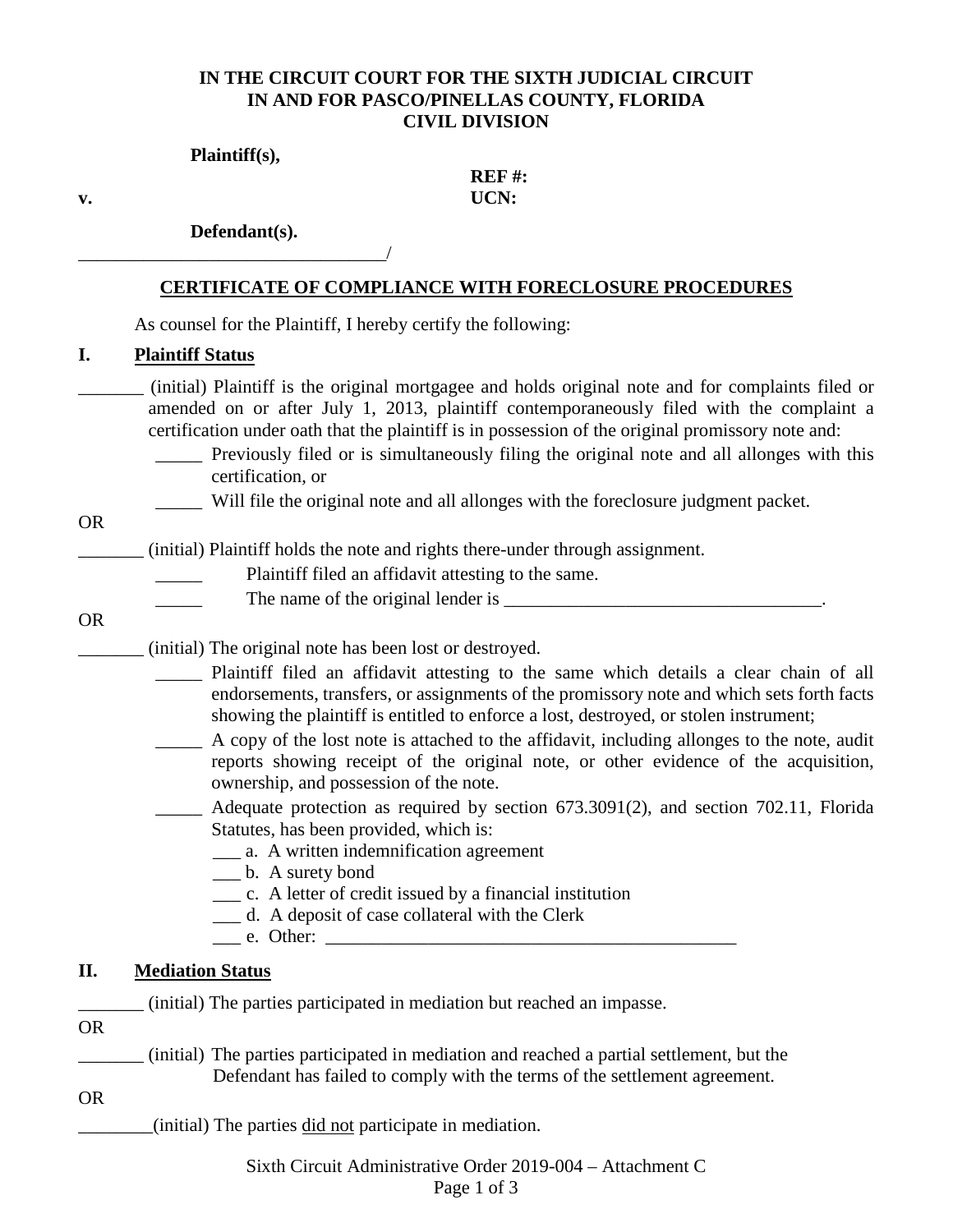**IN THE CIRCUIT COURT FOR THE SIXTH JUDICIAL CIRCUIT**
**IN AND FOR PASCO/PINELLAS COUNTY, FLORIDA**
**CIVIL DIVISION**

**Plaintiff(s),**

**REF #:**

**v.**

**UCN:**

**Defendant(s).**

_________________________________/

**CERTIFICATE OF COMPLIANCE WITH FORECLOSURE PROCEDURES**

As counsel for the Plaintiff, I hereby certify the following:

## I. Plaintiff Status

_______ (initial) Plaintiff is the original mortgagee and holds original note and for complaints filed or amended on or after July 1, 2013, plaintiff contemporaneously filed with the complaint a certification under oath that the plaintiff is in possession of the original promissory note and:

_____ Previously filed or is simultaneously filing the original note and all allonges with this certification, or

_____ Will file the original note and all allonges with the foreclosure judgment packet.

OR

_______ (initial) Plaintiff holds the note and rights there-under through assignment.

_____ Plaintiff filed an affidavit attesting to the same.

_____ The name of the original lender is __________________________________.

OR

_______ (initial) The original note has been lost or destroyed.

_____ Plaintiff filed an affidavit attesting to the same which details a clear chain of all endorsements, transfers, or assignments of the promissory note and which sets forth facts showing the plaintiff is entitled to enforce a lost, destroyed, or stolen instrument;

_____ A copy of the lost note is attached to the affidavit, including allonges to the note, audit reports showing receipt of the original note, or other evidence of the acquisition, ownership, and possession of the note.

_____ Adequate protection as required by section 673.3091(2), and section 702.11, Florida Statutes, has been provided, which is:

___ a. A written indemnification agreement
___ b. A surety bond
___ c. A letter of credit issued by a financial institution
___ d. A deposit of case collateral with the Clerk
___ e. Other: _____________________________________________

## II. Mediation Status

_______ (initial) The parties participated in mediation but reached an impasse.

OR

_______ (initial) The parties participated in mediation and reached a partial settlement, but the Defendant has failed to comply with the terms of the settlement agreement.

OR

________(initial) The parties did not participate in mediation.

Sixth Circuit Administrative Order 2019-004 – Attachment C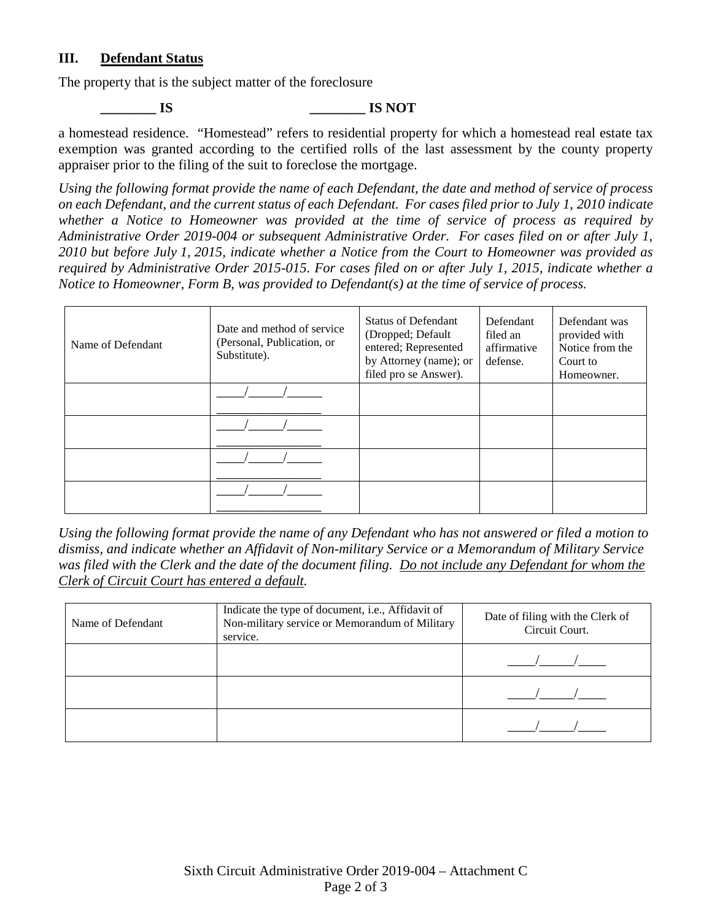## III. Defendant Status

The property that is the subject matter of the foreclosure

**________ IS** **________ IS NOT**

a homestead residence. "Homestead" refers to residential property for which a homestead real estate tax exemption was granted according to the certified rolls of the last assessment by the county property appraiser prior to the filing of the suit to foreclose the mortgage.

*Using the following format provide the name of each Defendant, the date and method of service of process on each Defendant, and the current status of each Defendant. For cases filed prior to July 1, 2010 indicate whether a Notice to Homeowner was provided at the time of service of process as required by Administrative Order 2019-004 or subsequent Administrative Order. For cases filed on or after July 1, 2010 but before July 1, 2015, indicate whether a Notice from the Court to Homeowner was provided as required by Administrative Order 2015-015. For cases filed on or after July 1, 2015, indicate whether a Notice to Homeowner, Form B, was provided to Defendant(s) at the time of service of process.*

| Name of Defendant | Date and method of service (Personal, Publication, or Substitute). | Status of Defendant (Dropped; Default entered; Represented by Attorney (name); or filed pro se Answer). | Defendant filed an affirmative defense. | Defendant was provided with Notice from the Court to Homeowner. |
|---|---|---|---|---|
| | ____/_____/_____ _______________ | | | |
| | ____/_____/_____ _______________ | | | |
| | ____/_____/_____ _______________ | | | |
| | ____/_____/_____ _______________ | | | |

*Using the following format provide the name of any Defendant who has not answered or filed a motion to dismiss, and indicate whether an Affidavit of Non-military Service or a Memorandum of Military Service was filed with the Clerk and the date of the document filing. <u>Do not include any Defendant for whom the Clerk of Circuit Court has entered a default.</u>*

| Name of Defendant | Indicate the type of document, i.e., Affidavit of Non-military service or Memorandum of Military service. | Date of filing with the Clerk of Circuit Court. |
|---|---|---|
| | | ____/_____/____ |
| | | ____/_____/____ |
| | | ____/_____/____ |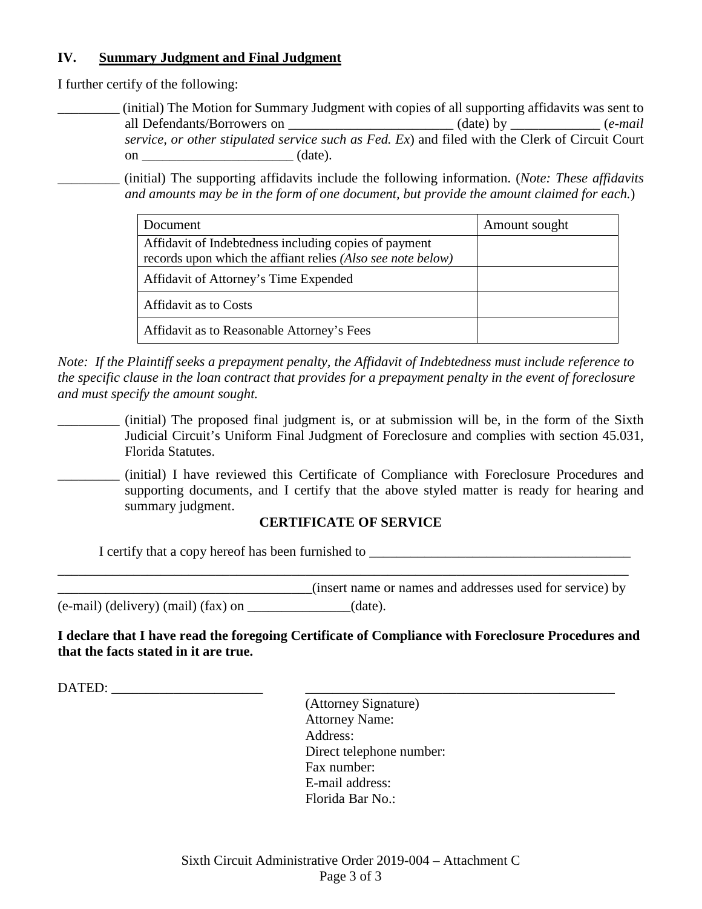## IV. Summary Judgment and Final Judgment

I further certify of the following:

_________ (initial) The Motion for Summary Judgment with copies of all supporting affidavits was sent to all Defendants/Borrowers on ________________________ (date) by _____________ (*e-mail service, or other stipulated service such as Fed. Ex*) and filed with the Clerk of Circuit Court on ______________________ (date).

_________ (initial) The supporting affidavits include the following information. (*Note: These affidavits and amounts may be in the form of one document, but provide the amount claimed for each.*)

| Document | Amount sought |
|---|---|
| Affidavit of Indebtedness including copies of payment records upon which the affiant relies *(Also see note below)* | |
| Affidavit of Attorney's Time Expended | |
| Affidavit as to Costs | |
| Affidavit as to Reasonable Attorney's Fees | |

*Note: If the Plaintiff seeks a prepayment penalty, the Affidavit of Indebtedness must include reference to the specific clause in the loan contract that provides for a prepayment penalty in the event of foreclosure and must specify the amount sought.*

_________ (initial) The proposed final judgment is, or at submission will be, in the form of the Sixth Judicial Circuit's Uniform Final Judgment of Foreclosure and complies with section 45.031, Florida Statutes.

_________ (initial) I have reviewed this Certificate of Compliance with Foreclosure Procedures and supporting documents, and I certify that the above styled matter is ready for hearing and summary judgment.

### CERTIFICATE OF SERVICE

I certify that a copy hereof has been furnished to _______________________________________
_____________________________________________________________________________________
_____________________________________(insert name or names and addresses used for service) by (e-mail) (delivery) (mail) (fax) on _______________(date).

**I declare that I have read the foregoing Certificate of Compliance with Foreclosure Procedures and that the facts stated in it are true.**

DATED: ______________________

_____________________________________________
(Attorney Signature)
Attorney Name:
Address:
Direct telephone number:
Fax number:
E-mail address:
Florida Bar No.:

Sixth Circuit Administrative Order 2019-004 – Attachment C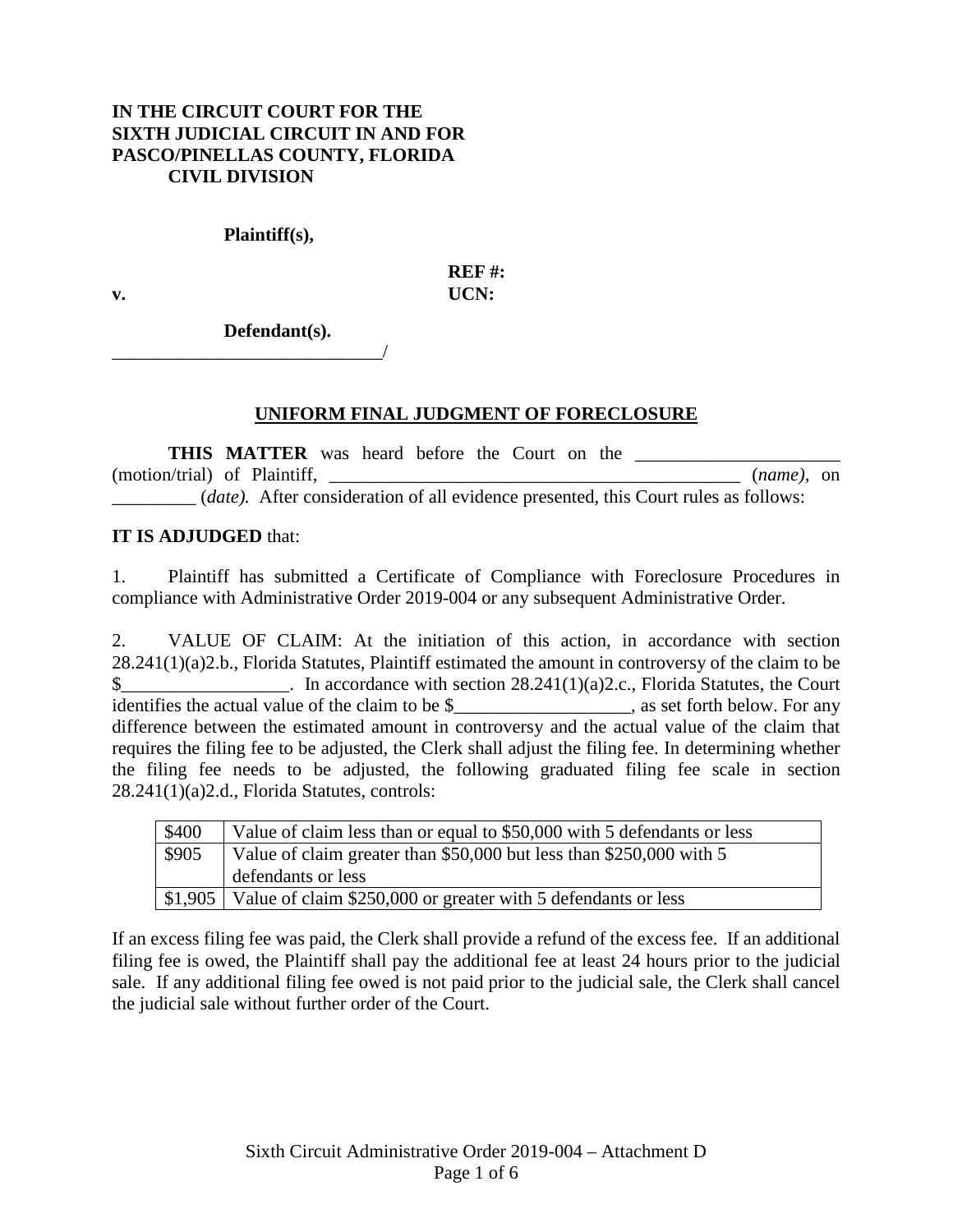**IN THE CIRCUIT COURT FOR THE SIXTH JUDICIAL CIRCUIT IN AND FOR PASCO/PINELLAS COUNTY, FLORIDA CIVIL DIVISION**

**Plaintiff(s),**

**v.**

**REF #:**
**UCN:**

**Defendant(s).**
______________________________/

## UNIFORM FINAL JUDGMENT OF FORECLOSURE

**THIS MATTER** was heard before the Court on the ______________________ (motion/trial) of Plaintiff, ______________________________________________ (*name)*, on _________ (*date).* After consideration of all evidence presented, this Court rules as follows:

**IT IS ADJUDGED** that:

1. Plaintiff has submitted a Certificate of Compliance with Foreclosure Procedures in compliance with Administrative Order 2019-004 or any subsequent Administrative Order.

2. VALUE OF CLAIM: At the initiation of this action, in accordance with section 28.241(1)(a)2.b., Florida Statutes, Plaintiff estimated the amount in controversy of the claim to be $__________________. In accordance with section 28.241(1)(a)2.c., Florida Statutes, the Court identifies the actual value of the claim to be $___________________, as set forth below. For any difference between the estimated amount in controversy and the actual value of the claim that requires the filing fee to be adjusted, the Clerk shall adjust the filing fee. In determining whether the filing fee needs to be adjusted, the following graduated filing fee scale in section 28.241(1)(a)2.d., Florida Statutes, controls:

| | |
|---|---|
| $400 | Value of claim less than or equal to $50,000 with 5 defendants or less |
| $905 | Value of claim greater than $50,000 but less than $250,000 with 5 defendants or less |
| $1,905 | Value of claim $250,000 or greater with 5 defendants or less |

If an excess filing fee was paid, the Clerk shall provide a refund of the excess fee. If an additional filing fee is owed, the Plaintiff shall pay the additional fee at least 24 hours prior to the judicial sale. If any additional filing fee owed is not paid prior to the judicial sale, the Clerk shall cancel the judicial sale without further order of the Court.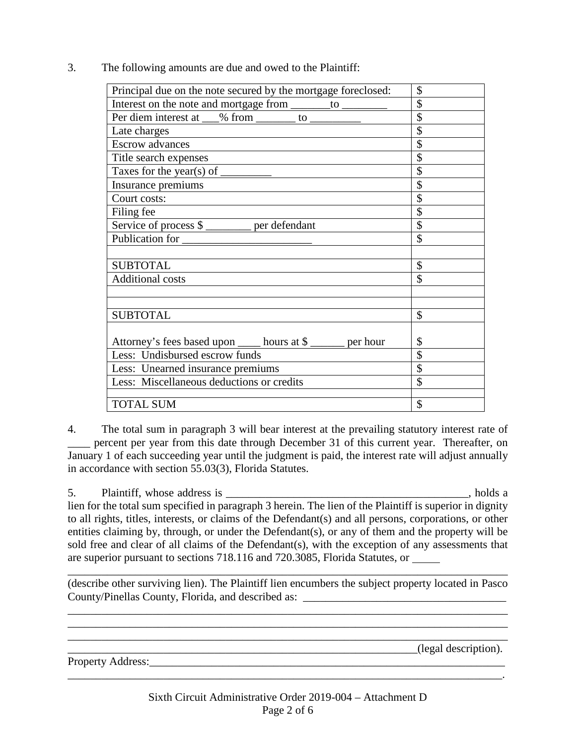3. The following amounts are due and owed to the Plaintiff:

| | |
|---|---|
| Principal due on the note secured by the mortgage foreclosed: | $ |
| Interest on the note and mortgage from _______to ________ | $ |
| Per diem interest at ___% from _______ to _________ | $ |
| Late charges | $ |
| Escrow advances | $ |
| Title search expenses | $ |
| Taxes for the year(s) of _________ | $ |
| Insurance premiums | $ |
| Court costs: | $ |
| Filing fee | $ |
| Service of process $ ________ per defendant | $ |
| Publication for _______________________ | $ |
| | |
| SUBTOTAL | $ |
| Additional costs | $ |
| | |
| | |
| SUBTOTAL | $ |
| Attorney's fees based upon ____ hours at $ ______ per hour | $ |
| Less: Undisbursed escrow funds | $ |
| Less: Unearned insurance premiums | $ |
| Less: Miscellaneous deductions or credits | $ |
| | |
| TOTAL SUM | $ |

4. The total sum in paragraph 3 will bear interest at the prevailing statutory interest rate of ____ percent per year from this date through December 31 of this current year. Thereafter, on January 1 of each succeeding year until the judgment is paid, the interest rate will adjust annually in accordance with section 55.03(3), Florida Statutes.

5. Plaintiff, whose address is ____________________________________________, holds a lien for the total sum specified in paragraph 3 herein. The lien of the Plaintiff is superior in dignity to all rights, titles, interests, or claims of the Defendant(s) and all persons, corporations, or other entities claiming by, through, or under the Defendant(s), or any of them and the property will be sold free and clear of all claims of the Defendant(s), with the exception of any assessments that are superior pursuant to sections 718.116 and 720.3085, Florida Statutes, or _____
_________________________________________________________________________________ (describe other surviving lien). The Plaintiff lien encumbers the subject property located in Pasco County/Pinellas County, Florida, and described as: ____________________________________
_________________________________________________________________________________
_________________________________________________________________________________
_________________________________________________________________________________
_________________________________________________________________(legal description).
Property Address:_________________________________________________________________
________________________________________________________________________________.

Sixth Circuit Administrative Order 2019-004 – Attachment D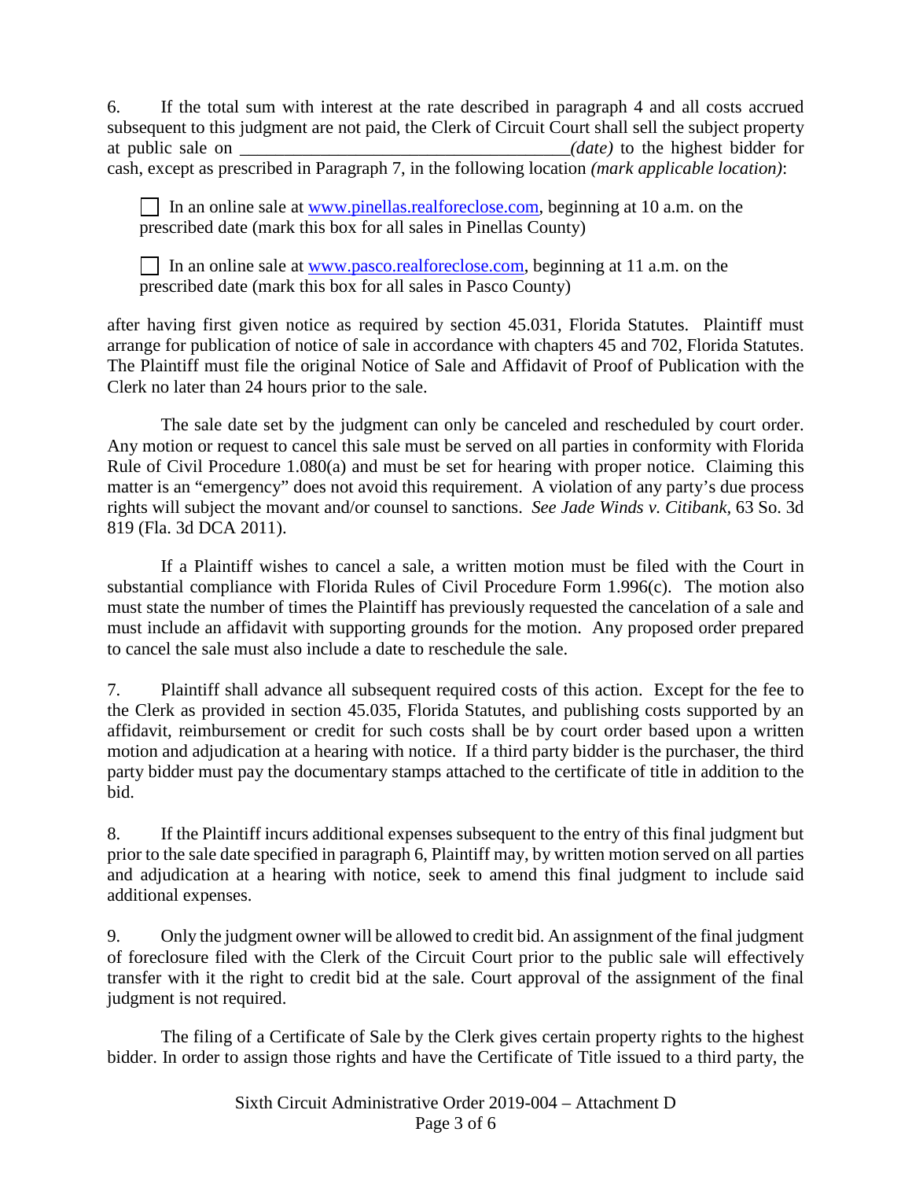6. If the total sum with interest at the rate described in paragraph 4 and all costs accrued subsequent to this judgment are not paid, the Clerk of Circuit Court shall sell the subject property at public sale on ____________________________________*(date)* to the highest bidder for cash, except as prescribed in Paragraph 7, in the following location *(mark applicable location)*:

☐ In an online sale at www.pinellas.realforeclose.com, beginning at 10 a.m. on the prescribed date (mark this box for all sales in Pinellas County)

☐ In an online sale at www.pasco.realforeclose.com, beginning at 11 a.m. on the prescribed date (mark this box for all sales in Pasco County)

after having first given notice as required by section 45.031, Florida Statutes. Plaintiff must arrange for publication of notice of sale in accordance with chapters 45 and 702, Florida Statutes. The Plaintiff must file the original Notice of Sale and Affidavit of Proof of Publication with the Clerk no later than 24 hours prior to the sale.

The sale date set by the judgment can only be canceled and rescheduled by court order. Any motion or request to cancel this sale must be served on all parties in conformity with Florida Rule of Civil Procedure 1.080(a) and must be set for hearing with proper notice. Claiming this matter is an "emergency" does not avoid this requirement. A violation of any party's due process rights will subject the movant and/or counsel to sanctions. *See Jade Winds v. Citibank*, 63 So. 3d 819 (Fla. 3d DCA 2011).

If a Plaintiff wishes to cancel a sale, a written motion must be filed with the Court in substantial compliance with Florida Rules of Civil Procedure Form 1.996(c). The motion also must state the number of times the Plaintiff has previously requested the cancelation of a sale and must include an affidavit with supporting grounds for the motion. Any proposed order prepared to cancel the sale must also include a date to reschedule the sale.

7. Plaintiff shall advance all subsequent required costs of this action. Except for the fee to the Clerk as provided in section 45.035, Florida Statutes, and publishing costs supported by an affidavit, reimbursement or credit for such costs shall be by court order based upon a written motion and adjudication at a hearing with notice. If a third party bidder is the purchaser, the third party bidder must pay the documentary stamps attached to the certificate of title in addition to the bid.

8. If the Plaintiff incurs additional expenses subsequent to the entry of this final judgment but prior to the sale date specified in paragraph 6, Plaintiff may, by written motion served on all parties and adjudication at a hearing with notice, seek to amend this final judgment to include said additional expenses.

9. Only the judgment owner will be allowed to credit bid. An assignment of the final judgment of foreclosure filed with the Clerk of the Circuit Court prior to the public sale will effectively transfer with it the right to credit bid at the sale. Court approval of the assignment of the final judgment is not required.

The filing of a Certificate of Sale by the Clerk gives certain property rights to the highest bidder. In order to assign those rights and have the Certificate of Title issued to a third party, the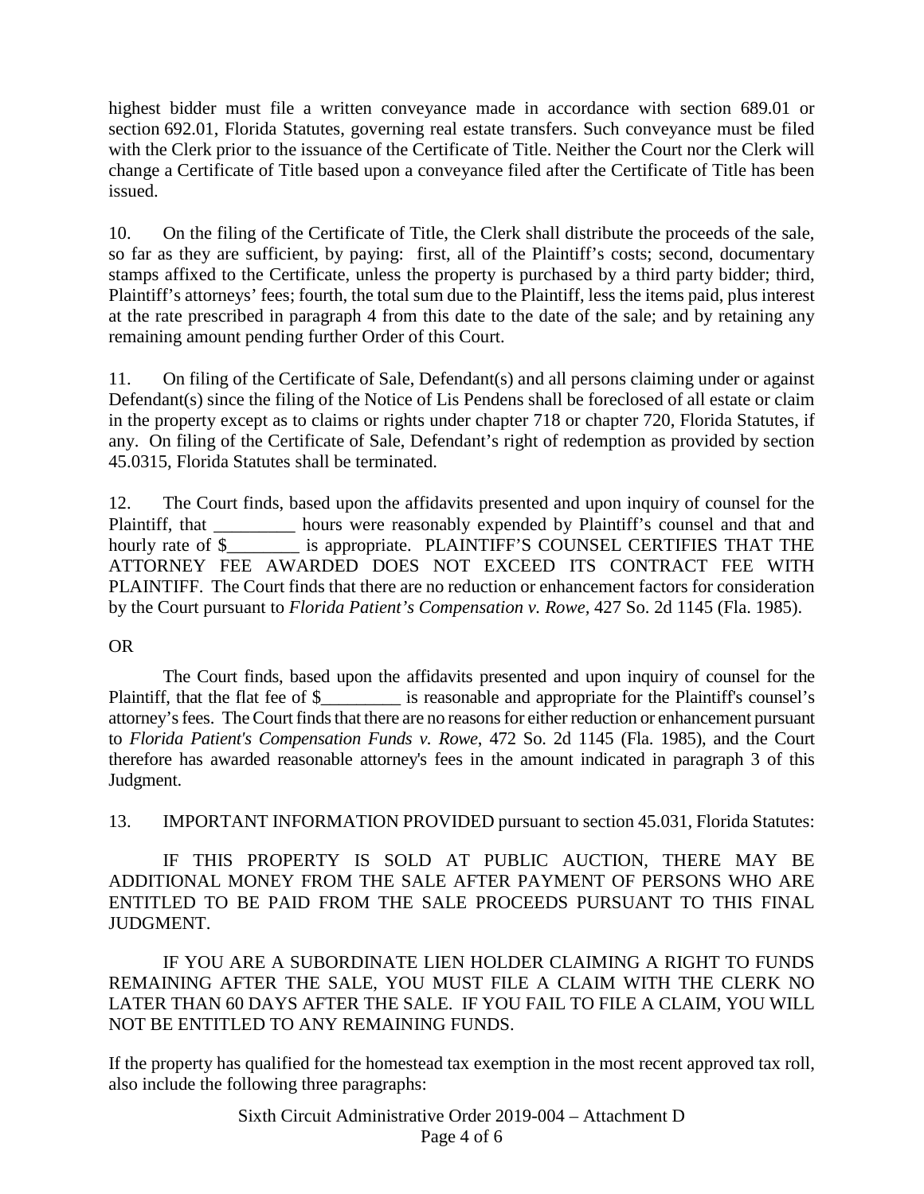highest bidder must file a written conveyance made in accordance with section 689.01 or section 692.01, Florida Statutes, governing real estate transfers. Such conveyance must be filed with the Clerk prior to the issuance of the Certificate of Title. Neither the Court nor the Clerk will change a Certificate of Title based upon a conveyance filed after the Certificate of Title has been issued.

10. On the filing of the Certificate of Title, the Clerk shall distribute the proceeds of the sale, so far as they are sufficient, by paying: first, all of the Plaintiff's costs; second, documentary stamps affixed to the Certificate, unless the property is purchased by a third party bidder; third, Plaintiff's attorneys' fees; fourth, the total sum due to the Plaintiff, less the items paid, plus interest at the rate prescribed in paragraph 4 from this date to the date of the sale; and by retaining any remaining amount pending further Order of this Court.

11. On filing of the Certificate of Sale, Defendant(s) and all persons claiming under or against Defendant(s) since the filing of the Notice of Lis Pendens shall be foreclosed of all estate or claim in the property except as to claims or rights under chapter 718 or chapter 720, Florida Statutes, if any. On filing of the Certificate of Sale, Defendant's right of redemption as provided by section 45.0315, Florida Statutes shall be terminated.

12. The Court finds, based upon the affidavits presented and upon inquiry of counsel for the Plaintiff, that _________ hours were reasonably expended by Plaintiff's counsel and that and hourly rate of $________ is appropriate. PLAINTIFF'S COUNSEL CERTIFIES THAT THE ATTORNEY FEE AWARDED DOES NOT EXCEED ITS CONTRACT FEE WITH PLAINTIFF. The Court finds that there are no reduction or enhancement factors for consideration by the Court pursuant to *Florida Patient's Compensation v. Rowe,* 427 So. 2d 1145 (Fla. 1985).

OR

The Court finds, based upon the affidavits presented and upon inquiry of counsel for the Plaintiff, that the flat fee of $_________ is reasonable and appropriate for the Plaintiff's counsel's attorney's fees. The Court finds that there are no reasons for either reduction or enhancement pursuant to *Florida Patient's Compensation Funds v. Rowe*, 472 So. 2d 1145 (Fla. 1985), and the Court therefore has awarded reasonable attorney's fees in the amount indicated in paragraph 3 of this Judgment.

13. IMPORTANT INFORMATION PROVIDED pursuant to section 45.031, Florida Statutes:

IF THIS PROPERTY IS SOLD AT PUBLIC AUCTION, THERE MAY BE ADDITIONAL MONEY FROM THE SALE AFTER PAYMENT OF PERSONS WHO ARE ENTITLED TO BE PAID FROM THE SALE PROCEEDS PURSUANT TO THIS FINAL JUDGMENT.

IF YOU ARE A SUBORDINATE LIEN HOLDER CLAIMING A RIGHT TO FUNDS REMAINING AFTER THE SALE, YOU MUST FILE A CLAIM WITH THE CLERK NO LATER THAN 60 DAYS AFTER THE SALE. IF YOU FAIL TO FILE A CLAIM, YOU WILL NOT BE ENTITLED TO ANY REMAINING FUNDS.

If the property has qualified for the homestead tax exemption in the most recent approved tax roll, also include the following three paragraphs: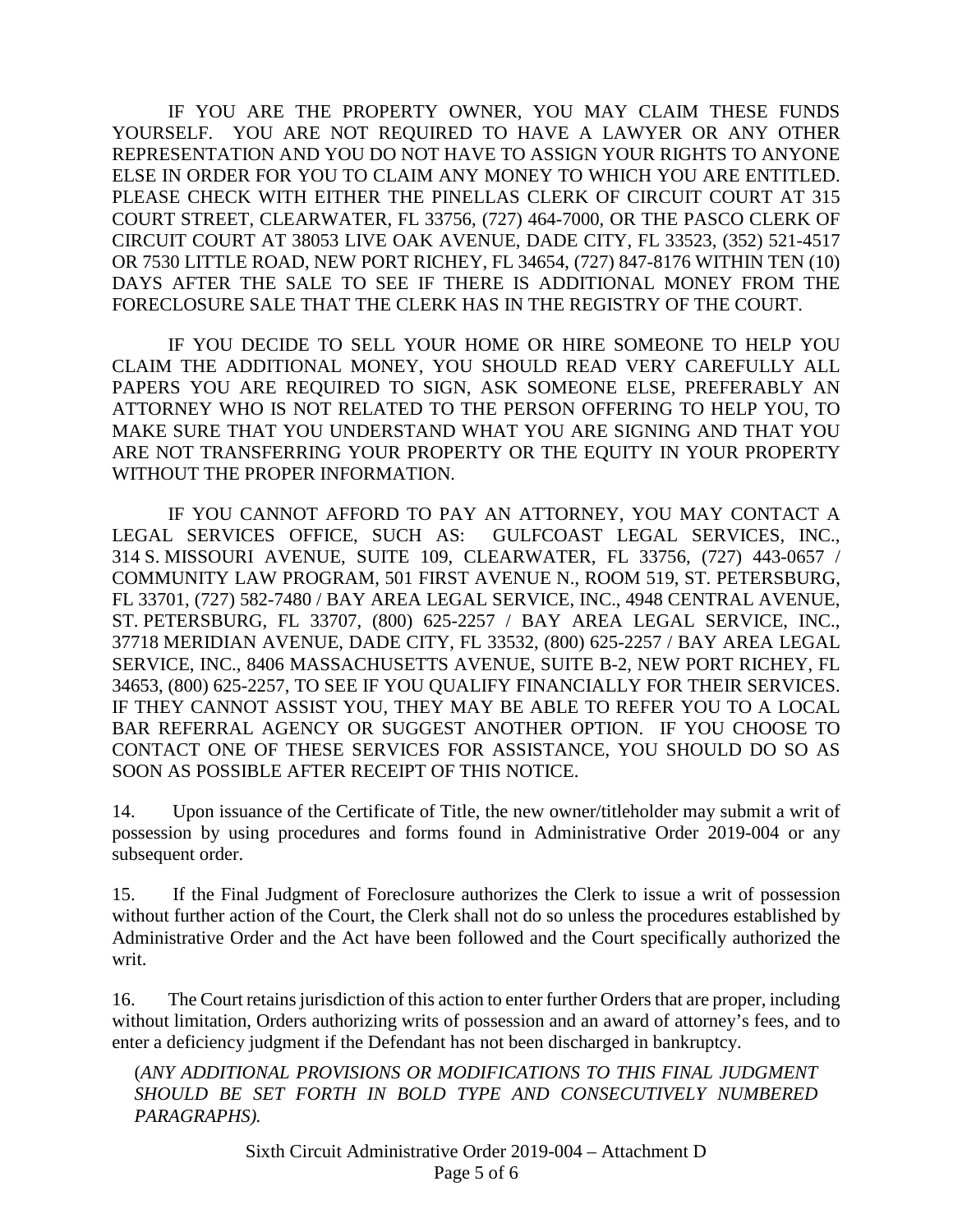IF YOU ARE THE PROPERTY OWNER, YOU MAY CLAIM THESE FUNDS YOURSELF. YOU ARE NOT REQUIRED TO HAVE A LAWYER OR ANY OTHER REPRESENTATION AND YOU DO NOT HAVE TO ASSIGN YOUR RIGHTS TO ANYONE ELSE IN ORDER FOR YOU TO CLAIM ANY MONEY TO WHICH YOU ARE ENTITLED. PLEASE CHECK WITH EITHER THE PINELLAS CLERK OF CIRCUIT COURT AT 315 COURT STREET, CLEARWATER, FL 33756, (727) 464-7000, OR THE PASCO CLERK OF CIRCUIT COURT AT 38053 LIVE OAK AVENUE, DADE CITY, FL 33523, (352) 521-4517 OR 7530 LITTLE ROAD, NEW PORT RICHEY, FL 34654, (727) 847-8176 WITHIN TEN (10) DAYS AFTER THE SALE TO SEE IF THERE IS ADDITIONAL MONEY FROM THE FORECLOSURE SALE THAT THE CLERK HAS IN THE REGISTRY OF THE COURT.

IF YOU DECIDE TO SELL YOUR HOME OR HIRE SOMEONE TO HELP YOU CLAIM THE ADDITIONAL MONEY, YOU SHOULD READ VERY CAREFULLY ALL PAPERS YOU ARE REQUIRED TO SIGN, ASK SOMEONE ELSE, PREFERABLY AN ATTORNEY WHO IS NOT RELATED TO THE PERSON OFFERING TO HELP YOU, TO MAKE SURE THAT YOU UNDERSTAND WHAT YOU ARE SIGNING AND THAT YOU ARE NOT TRANSFERRING YOUR PROPERTY OR THE EQUITY IN YOUR PROPERTY WITHOUT THE PROPER INFORMATION.

IF YOU CANNOT AFFORD TO PAY AN ATTORNEY, YOU MAY CONTACT A LEGAL SERVICES OFFICE, SUCH AS: GULFCOAST LEGAL SERVICES, INC., 314 S. MISSOURI AVENUE, SUITE 109, CLEARWATER, FL 33756, (727) 443-0657 / COMMUNITY LAW PROGRAM, 501 FIRST AVENUE N., ROOM 519, ST. PETERSBURG, FL 33701, (727) 582-7480 / BAY AREA LEGAL SERVICE, INC., 4948 CENTRAL AVENUE, ST. PETERSBURG, FL 33707, (800) 625-2257 / BAY AREA LEGAL SERVICE, INC., 37718 MERIDIAN AVENUE, DADE CITY, FL 33532, (800) 625-2257 / BAY AREA LEGAL SERVICE, INC., 8406 MASSACHUSETTS AVENUE, SUITE B-2, NEW PORT RICHEY, FL 34653, (800) 625-2257, TO SEE IF YOU QUALIFY FINANCIALLY FOR THEIR SERVICES. IF THEY CANNOT ASSIST YOU, THEY MAY BE ABLE TO REFER YOU TO A LOCAL BAR REFERRAL AGENCY OR SUGGEST ANOTHER OPTION. IF YOU CHOOSE TO CONTACT ONE OF THESE SERVICES FOR ASSISTANCE, YOU SHOULD DO SO AS SOON AS POSSIBLE AFTER RECEIPT OF THIS NOTICE.

14. Upon issuance of the Certificate of Title, the new owner/titleholder may submit a writ of possession by using procedures and forms found in Administrative Order 2019-004 or any subsequent order.

15. If the Final Judgment of Foreclosure authorizes the Clerk to issue a writ of possession without further action of the Court, the Clerk shall not do so unless the procedures established by Administrative Order and the Act have been followed and the Court specifically authorized the writ.

16. The Court retains jurisdiction of this action to enter further Orders that are proper, including without limitation, Orders authorizing writs of possession and an award of attorney's fees, and to enter a deficiency judgment if the Defendant has not been discharged in bankruptcy.

(*ANY ADDITIONAL PROVISIONS OR MODIFICATIONS TO THIS FINAL JUDGMENT SHOULD BE SET FORTH IN BOLD TYPE AND CONSECUTIVELY NUMBERED PARAGRAPHS).*

Sixth Circuit Administrative Order 2019-004 – Attachment D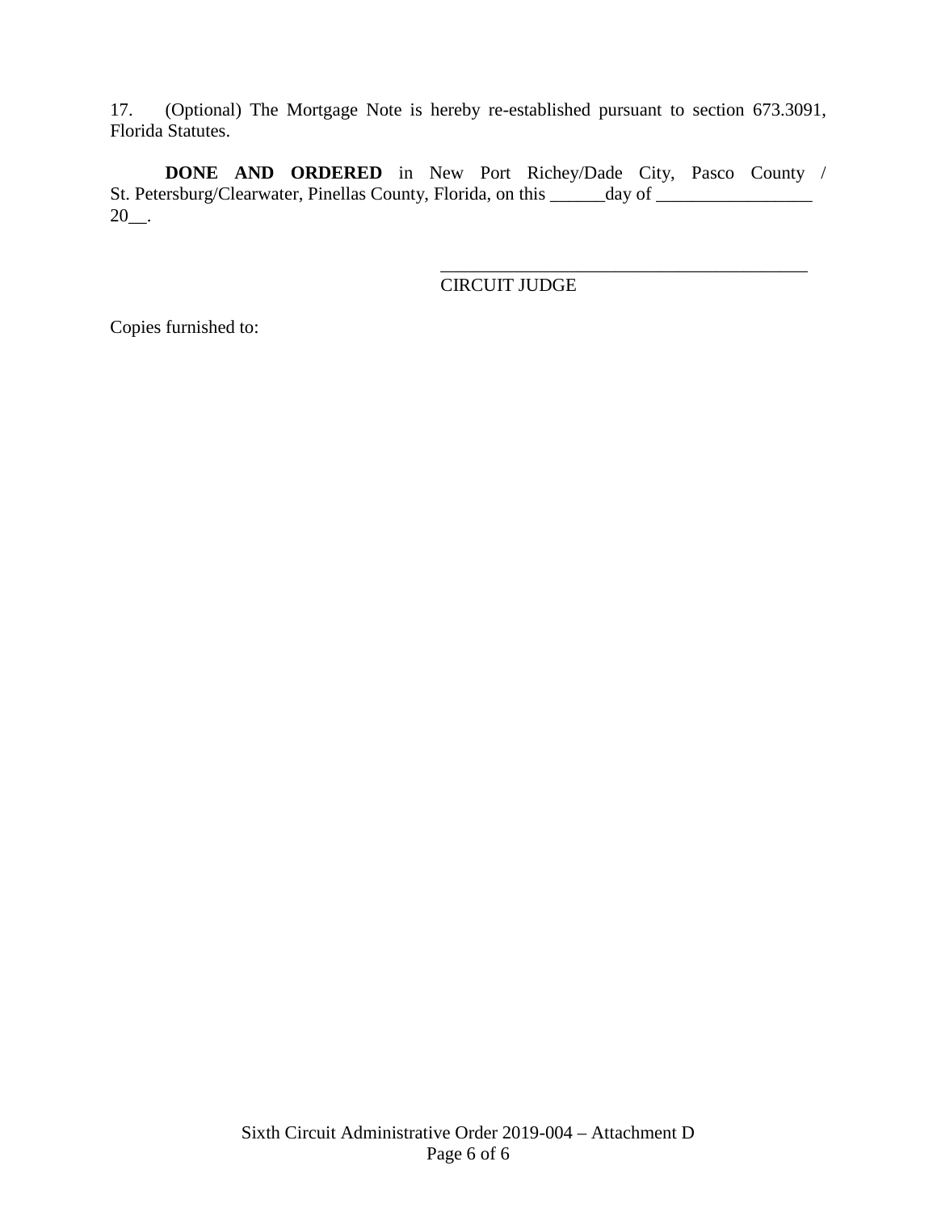17. (Optional) The Mortgage Note is hereby re-established pursuant to section 673.3091, Florida Statutes.

**DONE AND ORDERED** in New Port Richey/Dade City, Pasco County / St. Petersburg/Clearwater, Pinellas County, Florida, on this ______day of _________________ 20__.

_________________________________________
CIRCUIT JUDGE

Copies furnished to: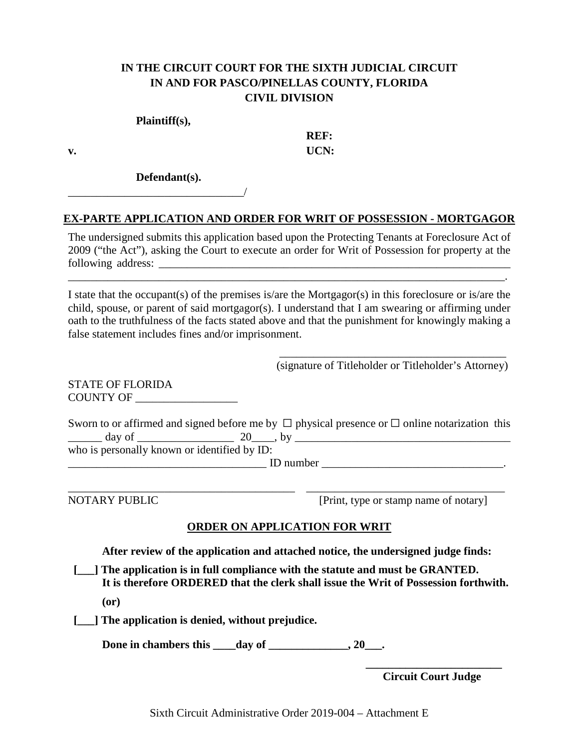**IN THE CIRCUIT COURT FOR THE SIXTH JUDICIAL CIRCUIT**
**IN AND FOR PASCO/PINELLAS COUNTY, FLORIDA**
**CIVIL DIVISION**

**Plaintiff(s),**

**REF:**

**v.** **UCN:**

**Defendant(s).**
_______________________________/

## EX-PARTE APPLICATION AND ORDER FOR WRIT OF POSSESSION - MORTGAGOR

The undersigned submits this application based upon the Protecting Tenants at Foreclosure Act of 2009 ("the Act"), asking the Court to execute an order for Writ of Possession for property at the following address: ________________________________________________________________
_______________________________________________________________________.

I state that the occupant(s) of the premises is/are the Mortgagor(s) in this foreclosure or is/are the child, spouse, or parent of said mortgagor(s). I understand that I am swearing or affirming under oath to the truthfulness of the facts stated above and that the punishment for knowingly making a false statement includes fines and/or imprisonment.

_________________________________________
(signature of Titleholder or Titleholder's Attorney)

STATE OF FLORIDA
COUNTY OF __________________

Sworn to or affirmed and signed before me by ☐ physical presence or ☐ online notarization this ______ day of _________________ 20____, by _______________________________________
who is personally known or identified by ID:
___________________________________ ID number ________________________________.

_________________________________________ __________________________________
NOTARY PUBLIC [Print, type or stamp name of notary]

### ORDER ON APPLICATION FOR WRIT

**After review of the application and attached notice, the undersigned judge finds:**

**[___] The application is in full compliance with the statute and must be GRANTED. It is therefore ORDERED that the clerk shall issue the Writ of Possession forthwith.**

**(or)**

**[___] The application is denied, without prejudice.**

**Done in chambers this ____day of ______________, 20___.**

________________________
**Circuit Court Judge**

Sixth Circuit Administrative Order 2019-004 – Attachment E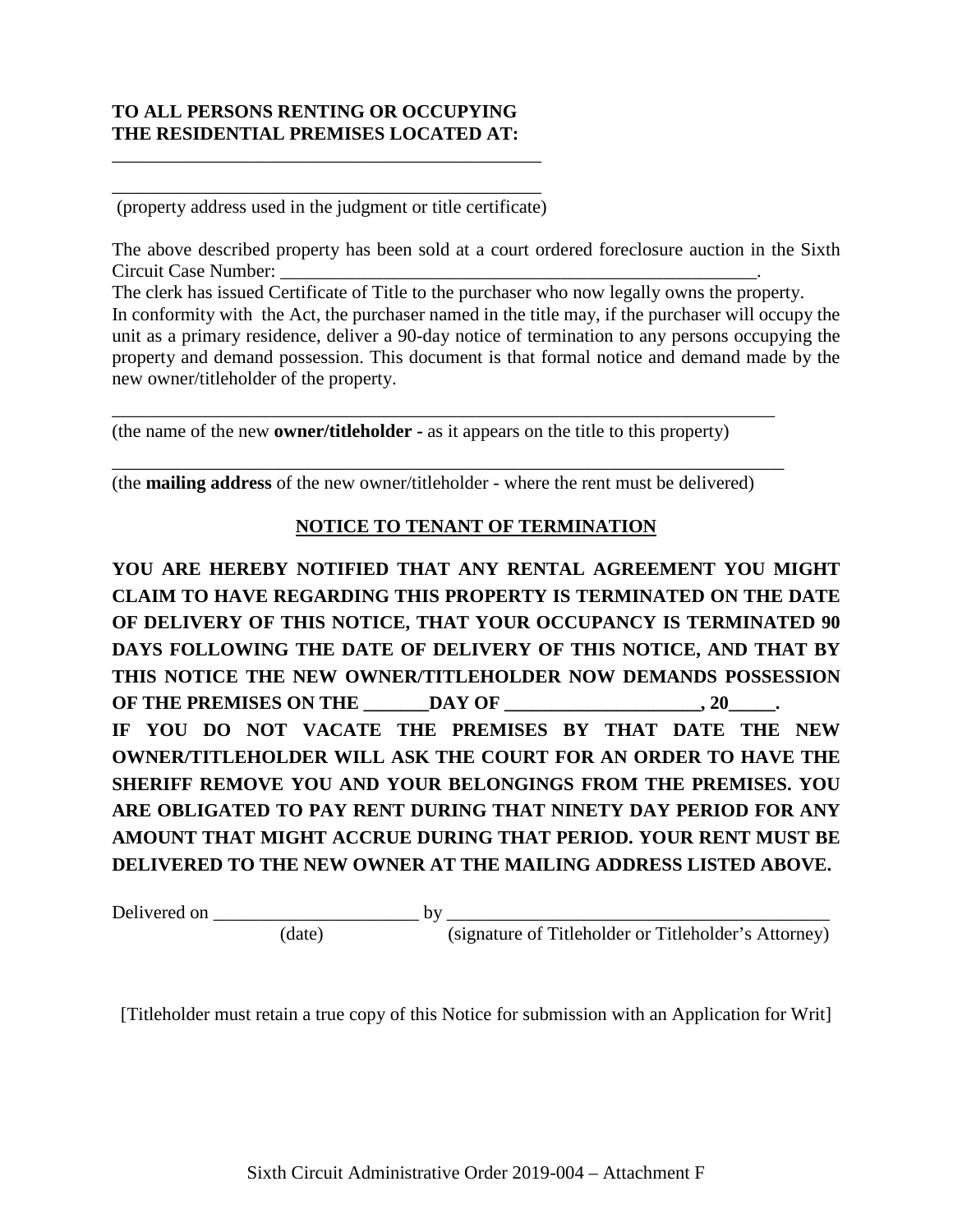**TO ALL PERSONS RENTING OR OCCUPYING THE RESIDENTIAL PREMISES LOCATED AT:**

_______________________________________________

_______________________________________________

(property address used in the judgment or title certificate)

The above described property has been sold at a court ordered foreclosure auction in the Sixth Circuit Case Number: _______________________________________________________.

The clerk has issued Certificate of Title to the purchaser who now legally owns the property.

In conformity with the Act, the purchaser named in the title may, if the purchaser will occupy the unit as a primary residence, deliver a 90-day notice of termination to any persons occupying the property and demand possession. This document is that formal notice and demand made by the new owner/titleholder of the property.

_________________________________________________________________________

(the name of the new **owner/titleholder -** as it appears on the title to this property)

_________________________________________________________________________

(the **mailing address** of the new owner/titleholder - where the rent must be delivered)

**NOTICE TO TENANT OF TERMINATION**

**YOU ARE HEREBY NOTIFIED THAT ANY RENTAL AGREEMENT YOU MIGHT CLAIM TO HAVE REGARDING THIS PROPERTY IS TERMINATED ON THE DATE OF DELIVERY OF THIS NOTICE, THAT YOUR OCCUPANCY IS TERMINATED 90 DAYS FOLLOWING THE DATE OF DELIVERY OF THIS NOTICE, AND THAT BY THIS NOTICE THE NEW OWNER/TITLEHOLDER NOW DEMANDS POSSESSION OF THE PREMISES ON THE _______DAY OF _____________________, 20_____.**

**IF YOU DO NOT VACATE THE PREMISES BY THAT DATE THE NEW OWNER/TITLEHOLDER WILL ASK THE COURT FOR AN ORDER TO HAVE THE SHERIFF REMOVE YOU AND YOUR BELONGINGS FROM THE PREMISES. YOU ARE OBLIGATED TO PAY RENT DURING THAT NINETY DAY PERIOD FOR ANY AMOUNT THAT MIGHT ACCRUE DURING THAT PERIOD. YOUR RENT MUST BE DELIVERED TO THE NEW OWNER AT THE MAILING ADDRESS LISTED ABOVE.**

Delivered on ______________________ by __________________________________________

(date) (signature of Titleholder or Titleholder's Attorney)

[Titleholder must retain a true copy of this Notice for submission with an Application for Writ]

Sixth Circuit Administrative Order 2019-004 – Attachment F